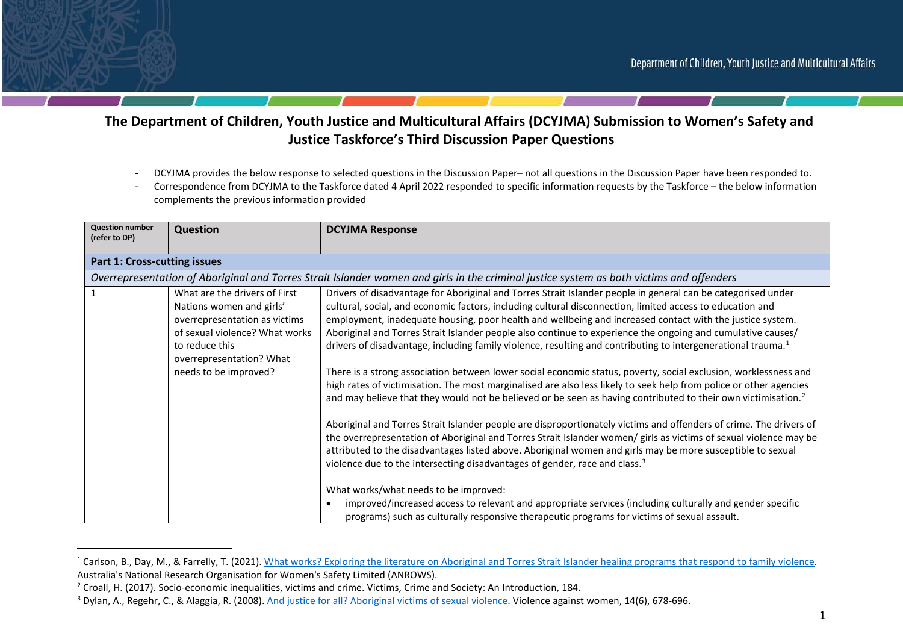# The Department of Children, Youth Justice and Multicultural Affairs (DCYJMA) Submission to Women's Safety and Justice Taskforce's Third Discussion Paper Questions

- DCYJMA provides the below response to selected questions in the Discussion Paper– not all questions in the Discussion Paper have been responded to.
- Correspondence from DCYJMA to the Taskforce dated 4 April 2022 responded to specific information requests by the Taskforce – the below information complements the previous information provided

| Question number (refer to DP) | Question | DCYJMA Response |
|---|---|---|
| **Part 1: Cross-cutting issues** | | |
| *Overrepresentation of Aboriginal and Torres Strait Islander women and girls in the criminal justice system as both victims and offenders* | | |
| 1 | What are the drivers of First Nations women and girls' overrepresentation as victims of sexual violence? What works to reduce this overrepresentation? What needs to be improved? | Drivers of disadvantage for Aboriginal and Torres Strait Islander people in general can be categorised under cultural, social, and economic factors, including cultural disconnection, limited access to education and employment, inadequate housing, poor health and wellbeing and increased contact with the justice system. Aboriginal and Torres Strait Islander people also continue to experience the ongoing and cumulative causes/ drivers of disadvantage, including family violence, resulting and contributing to intergenerational trauma.[1]<br><br>There is a strong association between lower social economic status, poverty, social exclusion, worklessness and high rates of victimisation. The most marginalised are also less likely to seek help from police or other agencies and may believe that they would not be believed or be seen as having contributed to their own victimisation.[2]<br><br>Aboriginal and Torres Strait Islander people are disproportionately victims and offenders of crime. The drivers of the overrepresentation of Aboriginal and Torres Strait Islander women/ girls as victims of sexual violence may be attributed to the disadvantages listed above. Aboriginal women and girls may be more susceptible to sexual violence due to the intersecting disadvantages of gender, race and class.[3]<br><br>What works/what needs to be improved:<br>• improved/increased access to relevant and appropriate services (including culturally and gender specific programs) such as culturally responsive therapeutic programs for victims of sexual assault. |

[1] Carlson, B., Day, M., & Farrelly, T. (2021). What works? Exploring the literature on Aboriginal and Torres Strait Islander healing programs that respond to family violence. Australia's National Research Organisation for Women's Safety Limited (ANROWS).

[2] Croall, H. (2017). Socio-economic inequalities, victims and crime. Victims, Crime and Society: An Introduction, 184.

[3] Dylan, A., Regehr, C., & Alaggia, R. (2008). And justice for all? Aboriginal victims of sexual violence. Violence against women, 14(6), 678-696.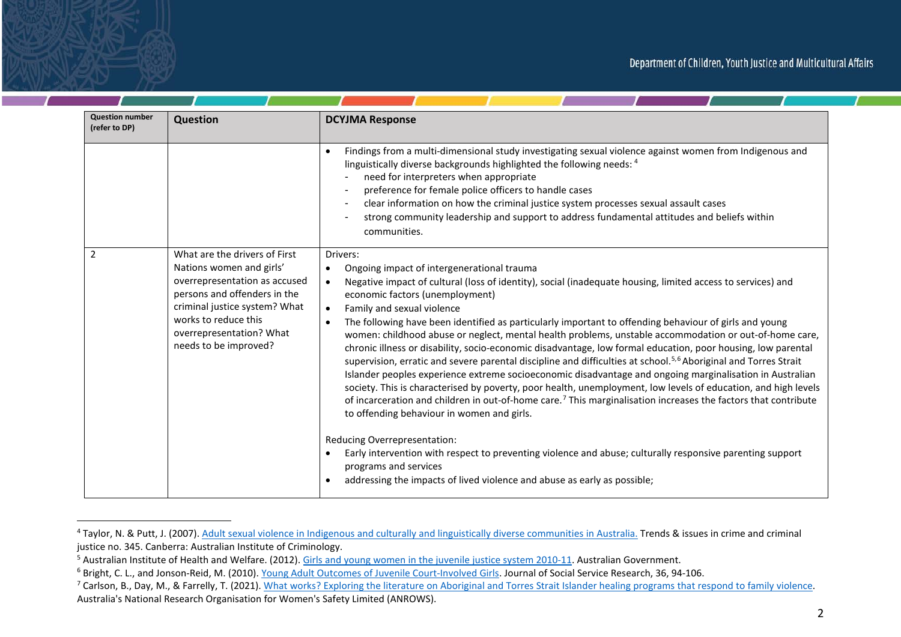| Question number (refer to DP) | Question | DCYJMA Response |
|---|---|---|
| | | • Findings from a multi-dimensional study investigating sexual violence against women from Indigenous and linguistically diverse backgrounds highlighted the following needs: [4]<br>- need for interpreters when appropriate<br>- preference for female police officers to handle cases<br>- clear information on how the criminal justice system processes sexual assault cases<br>- strong community leadership and support to address fundamental attitudes and beliefs within communities. |
| 2 | What are the drivers of First Nations women and girls' overrepresentation as accused persons and offenders in the criminal justice system? What works to reduce this overrepresentation? What needs to be improved? | Drivers:<br>• Ongoing impact of intergenerational trauma<br>• Negative impact of cultural (loss of identity), social (inadequate housing, limited access to services) and economic factors (unemployment)<br>• Family and sexual violence<br>• The following have been identified as particularly important to offending behaviour of girls and young women: childhood abuse or neglect, mental health problems, unstable accommodation or out-of-home care, chronic illness or disability, socio-economic disadvantage, low formal education, poor housing, low parental supervision, erratic and severe parental discipline and difficulties at school.[5,6] Aboriginal and Torres Strait Islander peoples experience extreme socioeconomic disadvantage and ongoing marginalisation in Australian society. This is characterised by poverty, poor health, unemployment, low levels of education, and high levels of incarceration and children in out-of-home care.[7] This marginalisation increases the factors that contribute to offending behaviour in women and girls.<br><br>Reducing Overrepresentation:<br>• Early intervention with respect to preventing violence and abuse; culturally responsive parenting support programs and services<br>• addressing the impacts of lived violence and abuse as early as possible; |

[4] Taylor, N. & Putt, J. (2007). Adult sexual violence in Indigenous and culturally and linguistically diverse communities in Australia. Trends & issues in crime and criminal justice no. 345. Canberra: Australian Institute of Criminology.

[5] Australian Institute of Health and Welfare. (2012). Girls and young women in the juvenile justice system 2010-11. Australian Government.

[6] Bright, C. L., and Jonson-Reid, M. (2010). Young Adult Outcomes of Juvenile Court-Involved Girls. Journal of Social Service Research, 36, 94-106.

[7] Carlson, B., Day, M., & Farrelly, T. (2021). What works? Exploring the literature on Aboriginal and Torres Strait Islander healing programs that respond to family violence. Australia's National Research Organisation for Women's Safety Limited (ANROWS).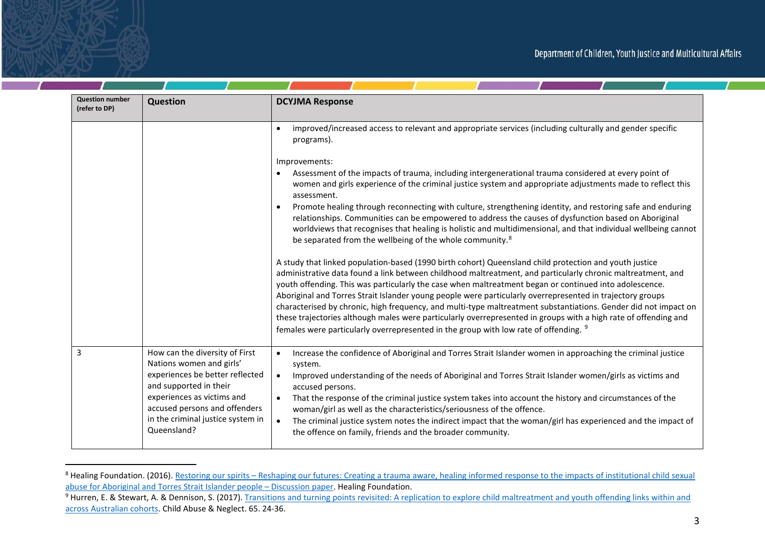| Question number (refer to DP) | Question | DCYJMA Response |
|---|---|---|
| | | • improved/increased access to relevant and appropriate services (including culturally and gender specific programs).<br><br>Improvements:<br>• Assessment of the impacts of trauma, including intergenerational trauma considered at every point of women and girls experience of the criminal justice system and appropriate adjustments made to reflect this assessment.<br>• Promote healing through reconnecting with culture, strengthening identity, and restoring safe and enduring relationships. Communities can be empowered to address the causes of dysfunction based on Aboriginal worldviews that recognises that healing is holistic and multidimensional, and that individual wellbeing cannot be separated from the wellbeing of the whole community.[8]<br><br>A study that linked population-based (1990 birth cohort) Queensland child protection and youth justice administrative data found a link between childhood maltreatment, and particularly chronic maltreatment, and youth offending. This was particularly the case when maltreatment began or continued into adolescence. Aboriginal and Torres Strait Islander young people were particularly overrepresented in trajectory groups characterised by chronic, high frequency, and multi-type maltreatment substantiations. Gender did not impact on these trajectories although males were particularly overrepresented in groups with a high rate of offending and females were particularly overrepresented in the group with low rate of offending. [9] |
| 3 | How can the diversity of First Nations women and girls' experiences be better reflected and supported in their experiences as victims and accused persons and offenders in the criminal justice system in Queensland? | • Increase the confidence of Aboriginal and Torres Strait Islander women in approaching the criminal justice system.<br>• Improved understanding of the needs of Aboriginal and Torres Strait Islander women/girls as victims and accused persons.<br>• That the response of the criminal justice system takes into account the history and circumstances of the woman/girl as well as the characteristics/seriousness of the offence.<br>• The criminal justice system notes the indirect impact that the woman/girl has experienced and the impact of the offence on family, friends and the broader community. |

[8] Healing Foundation. (2016). Restoring our spirits – Reshaping our futures: Creating a trauma aware, healing informed response to the impacts of institutional child sexual abuse for Aboriginal and Torres Strait Islander people – Discussion paper. Healing Foundation.

[9] Hurren, E. & Stewart, A. & Dennison, S. (2017). Transitions and turning points revisited: A replication to explore child maltreatment and youth offending links within and across Australian cohorts. Child Abuse & Neglect. 65. 24-36.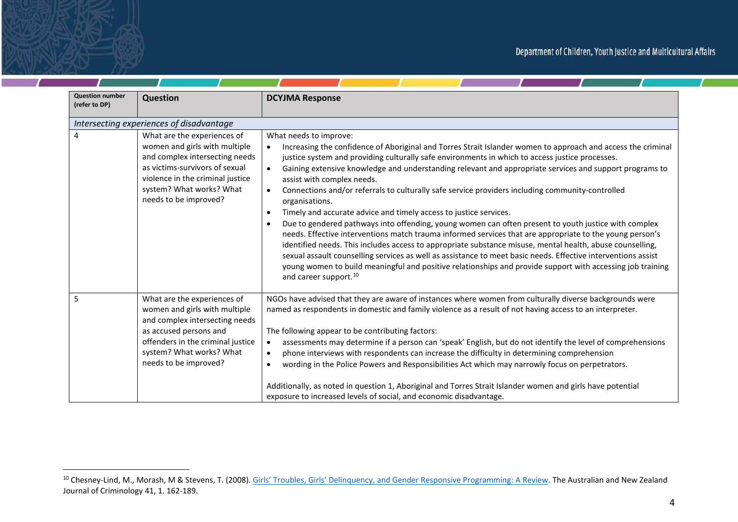| Question number (refer to DP) | Question | DCYJMA Response |
|---|---|---|
| *Intersecting experiences of disadvantage* | | |
| 4 | What are the experiences of women and girls with multiple and complex intersecting needs as victims-survivors of sexual violence in the criminal justice system? What works? What needs to be improved? | What needs to improve:<br>• Increasing the confidence of Aboriginal and Torres Strait Islander women to approach and access the criminal justice system and providing culturally safe environments in which to access justice processes.<br>• Gaining extensive knowledge and understanding relevant and appropriate services and support programs to assist with complex needs.<br>• Connections and/or referrals to culturally safe service providers including community-controlled organisations.<br>• Timely and accurate advice and timely access to justice services.<br>• Due to gendered pathways into offending, young women can often present to youth justice with complex needs. Effective interventions match trauma informed services that are appropriate to the young person's identified needs. This includes access to appropriate substance misuse, mental health, abuse counselling, sexual assault counselling services as well as assistance to meet basic needs. Effective interventions assist young women to build meaningful and positive relationships and provide support with accessing job training and career support.[10] |
| 5 | What are the experiences of women and girls with multiple and complex intersecting needs as accused persons and offenders in the criminal justice system? What works? What needs to be improved? | NGOs have advised that they are aware of instances where women from culturally diverse backgrounds were named as respondents in domestic and family violence as a result of not having access to an interpreter.<br><br>The following appear to be contributing factors:<br>• assessments may determine if a person can 'speak' English, but do not identify the level of comprehensions<br>• phone interviews with respondents can increase the difficulty in determining comprehension<br>• wording in the Police Powers and Responsibilities Act which may narrowly focus on perpetrators.<br><br>Additionally, as noted in question 1, Aboriginal and Torres Strait Islander women and girls have potential exposure to increased levels of social, and economic disadvantage. |

[10] Chesney-Lind, M., Morash, M & Stevens, T. (2008). Girls' Troubles, Girls' Delinquency, and Gender Responsive Programming: A Review. The Australian and New Zealand Journal of Criminology 41, 1. 162-189.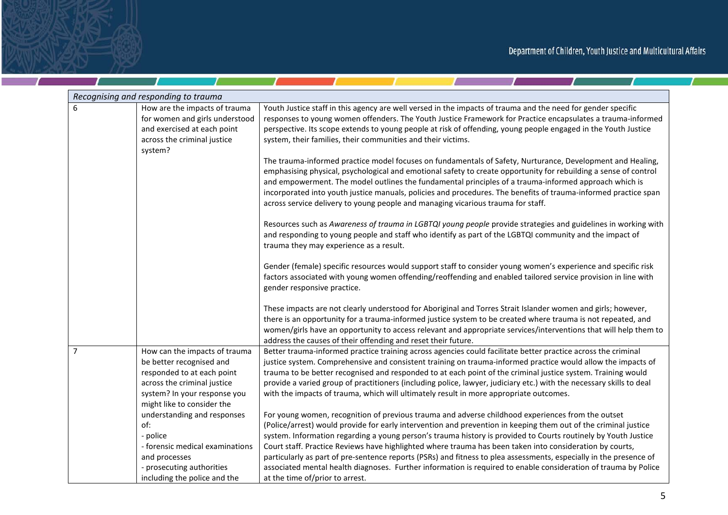| *Recognising and responding to trauma* | | |
|---|---|---|
| 6 | How are the impacts of trauma for women and girls understood and exercised at each point across the criminal justice system? | Youth Justice staff in this agency are well versed in the impacts of trauma and the need for gender specific responses to young women offenders. The Youth Justice Framework for Practice encapsulates a trauma-informed perspective. Its scope extends to young people at risk of offending, young people engaged in the Youth Justice system, their families, their communities and their victims.<br><br>The trauma-informed practice model focuses on fundamentals of Safety, Nurturance, Development and Healing, emphasising physical, psychological and emotional safety to create opportunity for rebuilding a sense of control and empowerment. The model outlines the fundamental principles of a trauma-informed approach which is incorporated into youth justice manuals, policies and procedures. The benefits of trauma-informed practice span across service delivery to young people and managing vicarious trauma for staff.<br><br>Resources such as *Awareness of trauma in LGBTQI young people* provide strategies and guidelines in working with and responding to young people and staff who identify as part of the LGBTQI community and the impact of trauma they may experience as a result.<br><br>Gender (female) specific resources would support staff to consider young women's experience and specific risk factors associated with young women offending/reoffending and enabled tailored service provision in line with gender responsive practice.<br><br>These impacts are not clearly understood for Aboriginal and Torres Strait Islander women and girls; however, there is an opportunity for a trauma-informed justice system to be created where trauma is not repeated, and women/girls have an opportunity to access relevant and appropriate services/interventions that will help them to address the causes of their offending and reset their future. |
| 7 | How can the impacts of trauma be better recognised and responded to at each point across the criminal justice system? In your response you might like to consider the understanding and responses of:<br>- police<br>- forensic medical examinations and processes<br>- prosecuting authorities including the police and the | Better trauma-informed practice training across agencies could facilitate better practice across the criminal justice system. Comprehensive and consistent training on trauma-informed practice would allow the impacts of trauma to be better recognised and responded to at each point of the criminal justice system. Training would provide a varied group of practitioners (including police, lawyer, judiciary etc.) with the necessary skills to deal with the impacts of trauma, which will ultimately result in more appropriate outcomes.<br><br>For young women, recognition of previous trauma and adverse childhood experiences from the outset (Police/arrest) would provide for early intervention and prevention in keeping them out of the criminal justice system. Information regarding a young person's trauma history is provided to Courts routinely by Youth Justice Court staff. Practice Reviews have highlighted where trauma has been taken into consideration by courts, particularly as part of pre-sentence reports (PSRs) and fitness to plea assessments, especially in the presence of associated mental health diagnoses. Further information is required to enable consideration of trauma by Police at the time of/prior to arrest. |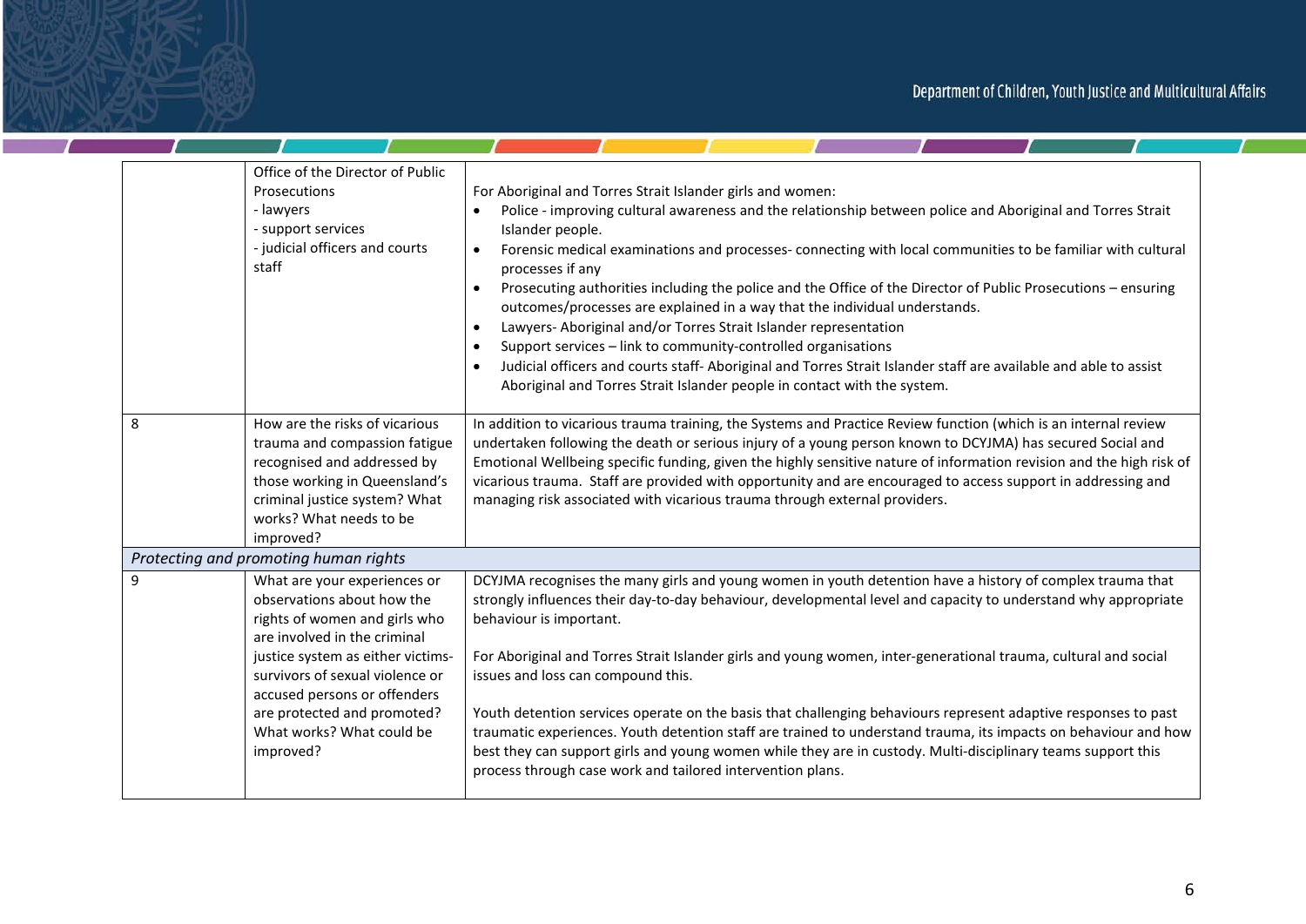| | | |
|---|---|---|
| | Office of the Director of Public Prosecutions<br>- lawyers<br>- support services<br>- judicial officers and courts staff | For Aboriginal and Torres Strait Islander girls and women:<br>• Police - improving cultural awareness and the relationship between police and Aboriginal and Torres Strait Islander people.<br>• Forensic medical examinations and processes- connecting with local communities to be familiar with cultural processes if any<br>• Prosecuting authorities including the police and the Office of the Director of Public Prosecutions – ensuring outcomes/processes are explained in a way that the individual understands.<br>• Lawyers- Aboriginal and/or Torres Strait Islander representation<br>• Support services – link to community-controlled organisations<br>• Judicial officers and courts staff- Aboriginal and Torres Strait Islander staff are available and able to assist Aboriginal and Torres Strait Islander people in contact with the system. |
| 8 | How are the risks of vicarious trauma and compassion fatigue recognised and addressed by those working in Queensland's criminal justice system? What works? What needs to be improved? | In addition to vicarious trauma training, the Systems and Practice Review function (which is an internal review undertaken following the death or serious injury of a young person known to DCYJMA) has secured Social and Emotional Wellbeing specific funding, given the highly sensitive nature of information revision and the high risk of vicarious trauma. Staff are provided with opportunity and are encouraged to access support in addressing and managing risk associated with vicarious trauma through external providers. |
| *Protecting and promoting human rights* | | |
| 9 | What are your experiences or observations about how the rights of women and girls who are involved in the criminal justice system as either victims-survivors of sexual violence or accused persons or offenders are protected and promoted? What works? What could be improved? | DCYJMA recognises the many girls and young women in youth detention have a history of complex trauma that strongly influences their day-to-day behaviour, developmental level and capacity to understand why appropriate behaviour is important.<br><br>For Aboriginal and Torres Strait Islander girls and young women, inter-generational trauma, cultural and social issues and loss can compound this.<br><br>Youth detention services operate on the basis that challenging behaviours represent adaptive responses to past traumatic experiences. Youth detention staff are trained to understand trauma, its impacts on behaviour and how best they can support girls and young women while they are in custody. Multi-disciplinary teams support this process through case work and tailored intervention plans. |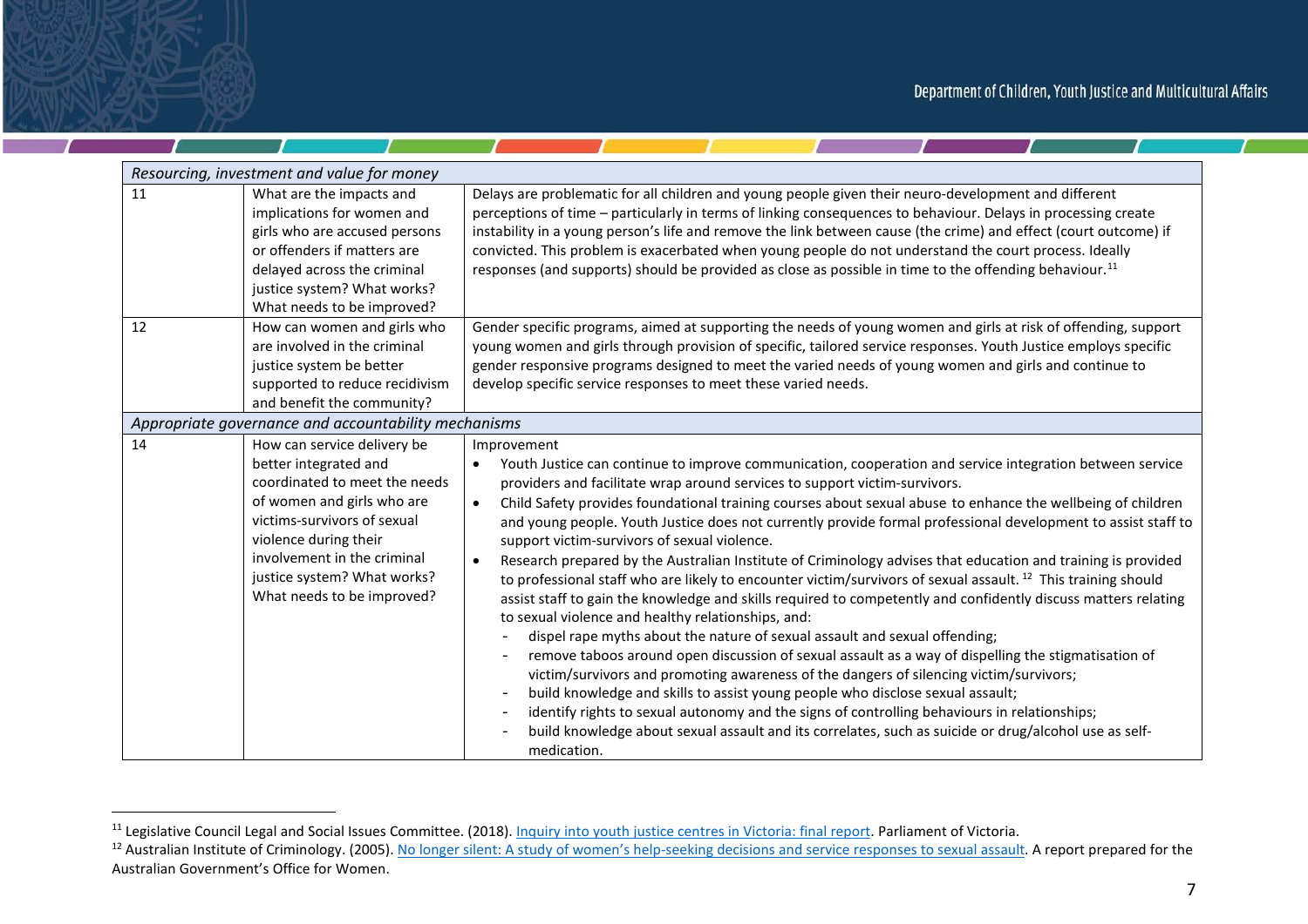| | | |
|---|---|---|
| *Resourcing, investment and value for money* | | |
| 11 | What are the impacts and implications for women and girls who are accused persons or offenders if matters are delayed across the criminal justice system? What works? What needs to be improved? | Delays are problematic for all children and young people given their neuro-development and different perceptions of time – particularly in terms of linking consequences to behaviour. Delays in processing create instability in a young person's life and remove the link between cause (the crime) and effect (court outcome) if convicted. This problem is exacerbated when young people do not understand the court process. Ideally responses (and supports) should be provided as close as possible in time to the offending behaviour.[11] |
| 12 | How can women and girls who are involved in the criminal justice system be better supported to reduce recidivism and benefit the community? | Gender specific programs, aimed at supporting the needs of young women and girls at risk of offending, support young women and girls through provision of specific, tailored service responses. Youth Justice employs specific gender responsive programs designed to meet the varied needs of young women and girls and continue to develop specific service responses to meet these varied needs. |
| *Appropriate governance and accountability mechanisms* | | |
| 14 | How can service delivery be better integrated and coordinated to meet the needs of women and girls who are victims-survivors of sexual violence during their involvement in the criminal justice system? What works? What needs to be improved? | Improvement<br>• Youth Justice can continue to improve communication, cooperation and service integration between service providers and facilitate wrap around services to support victim-survivors.<br>• Child Safety provides foundational training courses about sexual abuse to enhance the wellbeing of children and young people. Youth Justice does not currently provide formal professional development to assist staff to support victim-survivors of sexual violence.<br>• Research prepared by the Australian Institute of Criminology advises that education and training is provided to professional staff who are likely to encounter victim/survivors of sexual assault.[12] This training should assist staff to gain the knowledge and skills required to competently and confidently discuss matters relating to sexual violence and healthy relationships, and:<br>- dispel rape myths about the nature of sexual assault and sexual offending;<br>- remove taboos around open discussion of sexual assault as a way of dispelling the stigmatisation of victim/survivors and promoting awareness of the dangers of silencing victim/survivors;<br>- build knowledge and skills to assist young people who disclose sexual assault;<br>- identify rights to sexual autonomy and the signs of controlling behaviours in relationships;<br>- build knowledge about sexual assault and its correlates, such as suicide or drug/alcohol use as self-medication. |

[11] Legislative Council Legal and Social Issues Committee. (2018). Inquiry into youth justice centres in Victoria: final report. Parliament of Victoria.

[12] Australian Institute of Criminology. (2005). No longer silent: A study of women's help-seeking decisions and service responses to sexual assault. A report prepared for the Australian Government's Office for Women.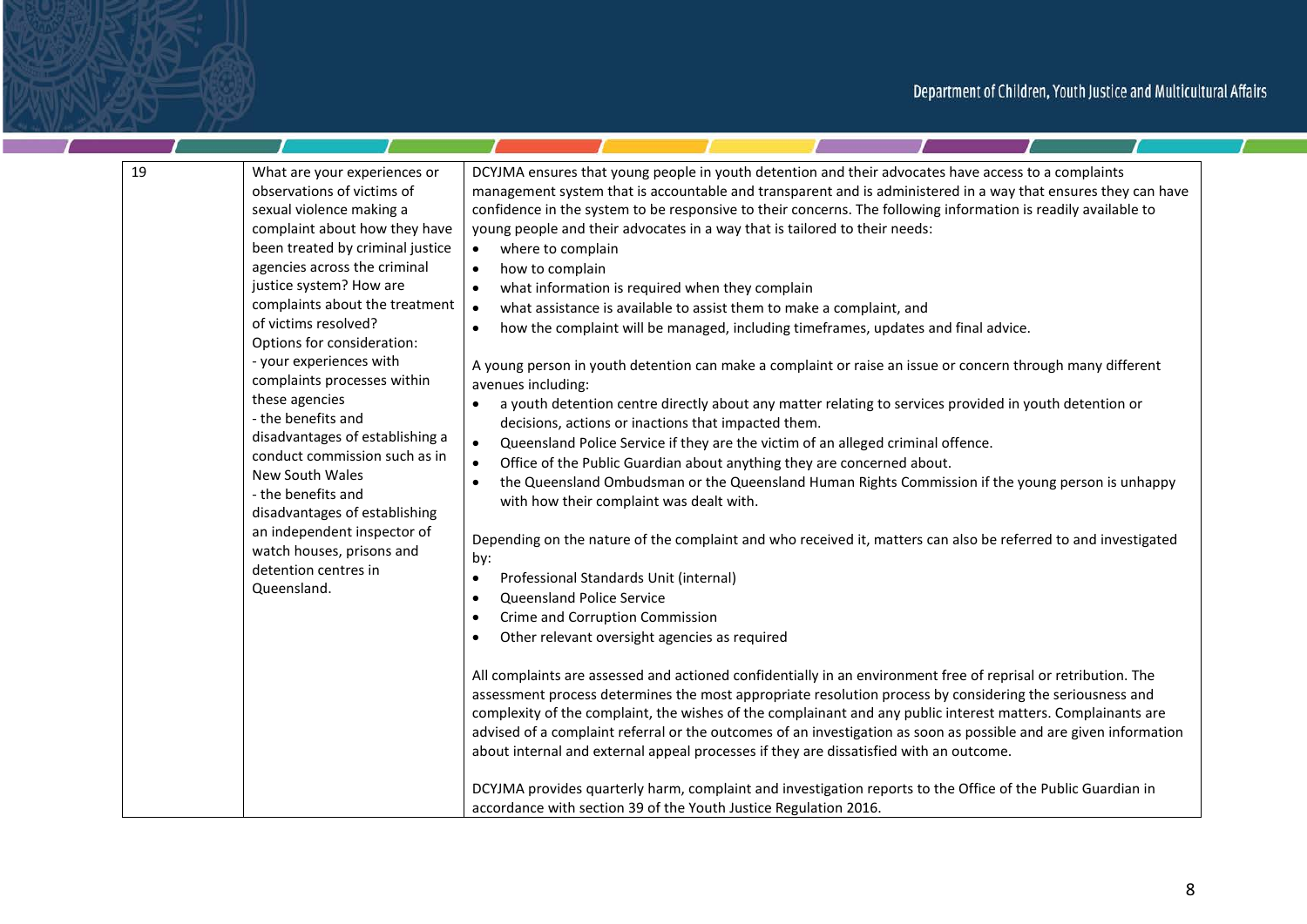| 19 | What are your experiences or observations of victims of sexual violence making a complaint about how they have been treated by criminal justice agencies across the criminal justice system? How are complaints about the treatment of victims resolved?<br>Options for consideration:<br>- your experiences with complaints processes within these agencies<br>- the benefits and disadvantages of establishing a conduct commission such as in New South Wales<br>- the benefits and disadvantages of establishing an independent inspector of watch houses, prisons and detention centres in Queensland. | DCYJMA ensures that young people in youth detention and their advocates have access to a complaints management system that is accountable and transparent and is administered in a way that ensures they can have confidence in the system to be responsive to their concerns. The following information is readily available to young people and their advocates in a way that is tailored to their needs:<br>• where to complain<br>• how to complain<br>• what information is required when they complain<br>• what assistance is available to assist them to make a complaint, and<br>• how the complaint will be managed, including timeframes, updates and final advice.<br><br>A young person in youth detention can make a complaint or raise an issue or concern through many different avenues including:<br>• a youth detention centre directly about any matter relating to services provided in youth detention or decisions, actions or inactions that impacted them.<br>• Queensland Police Service if they are the victim of an alleged criminal offence.<br>• Office of the Public Guardian about anything they are concerned about.<br>• the Queensland Ombudsman or the Queensland Human Rights Commission if the young person is unhappy with how their complaint was dealt with.<br><br>Depending on the nature of the complaint and who received it, matters can also be referred to and investigated by:<br>• Professional Standards Unit (internal)<br>• Queensland Police Service<br>• Crime and Corruption Commission<br>• Other relevant oversight agencies as required<br><br>All complaints are assessed and actioned confidentially in an environment free of reprisal or retribution. The assessment process determines the most appropriate resolution process by considering the seriousness and complexity of the complaint, the wishes of the complainant and any public interest matters. Complainants are advised of a complaint referral or the outcomes of an investigation as soon as possible and are given information about internal and external appeal processes if they are dissatisfied with an outcome.<br><br>DCYJMA provides quarterly harm, complaint and investigation reports to the Office of the Public Guardian in accordance with section 39 of the Youth Justice Regulation 2016. |
|---|---|---|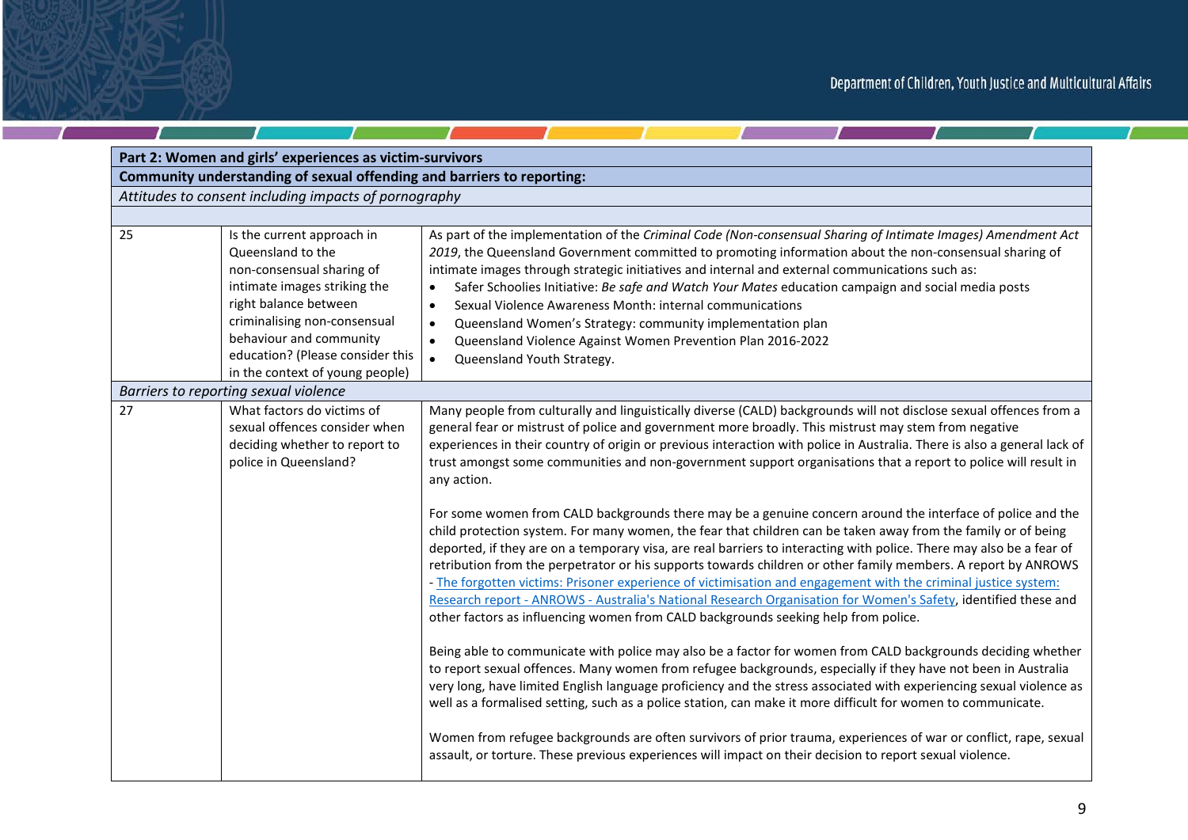| **Part 2: Women and girls' experiences as victim-survivors** | | |
|---|---|---|
| **Community understanding of sexual offending and barriers to reporting:** | | |
| *Attitudes to consent including impacts of pornography* | | |
| | | |
| 25 | Is the current approach in Queensland to the non-consensual sharing of intimate images striking the right balance between criminalising non-consensual behaviour and community education? (Please consider this in the context of young people) | As part of the implementation of the *Criminal Code (Non-consensual Sharing of Intimate Images) Amendment Act 2019*, the Queensland Government committed to promoting information about the non-consensual sharing of intimate images through strategic initiatives and internal and external communications such as:<br>• Safer Schoolies Initiative: *Be safe and Watch Your Mates* education campaign and social media posts<br>• Sexual Violence Awareness Month: internal communications<br>• Queensland Women's Strategy: community implementation plan<br>• Queensland Violence Against Women Prevention Plan 2016-2022<br>• Queensland Youth Strategy. |
| *Barriers to reporting sexual violence* | | |
| 27 | What factors do victims of sexual offences consider when deciding whether to report to police in Queensland? | Many people from culturally and linguistically diverse (CALD) backgrounds will not disclose sexual offences from a general fear or mistrust of police and government more broadly. This mistrust may stem from negative experiences in their country of origin or previous interaction with police in Australia. There is also a general lack of trust amongst some communities and non-government support organisations that a report to police will result in any action.<br><br>For some women from CALD backgrounds there may be a genuine concern around the interface of police and the child protection system. For many women, the fear that children can be taken away from the family or of being deported, if they are on a temporary visa, are real barriers to interacting with police. There may also be a fear of retribution from the perpetrator or his supports towards children or other family members. A report by ANROWS - The forgotten victims: Prisoner experience of victimisation and engagement with the criminal justice system: Research report - ANROWS - Australia's National Research Organisation for Women's Safety, identified these and other factors as influencing women from CALD backgrounds seeking help from police.<br><br>Being able to communicate with police may also be a factor for women from CALD backgrounds deciding whether to report sexual offences. Many women from refugee backgrounds, especially if they have not been in Australia very long, have limited English language proficiency and the stress associated with experiencing sexual violence as well as a formalised setting, such as a police station, can make it more difficult for women to communicate.<br><br>Women from refugee backgrounds are often survivors of prior trauma, experiences of war or conflict, rape, sexual assault, or torture. These previous experiences will impact on their decision to report sexual violence. |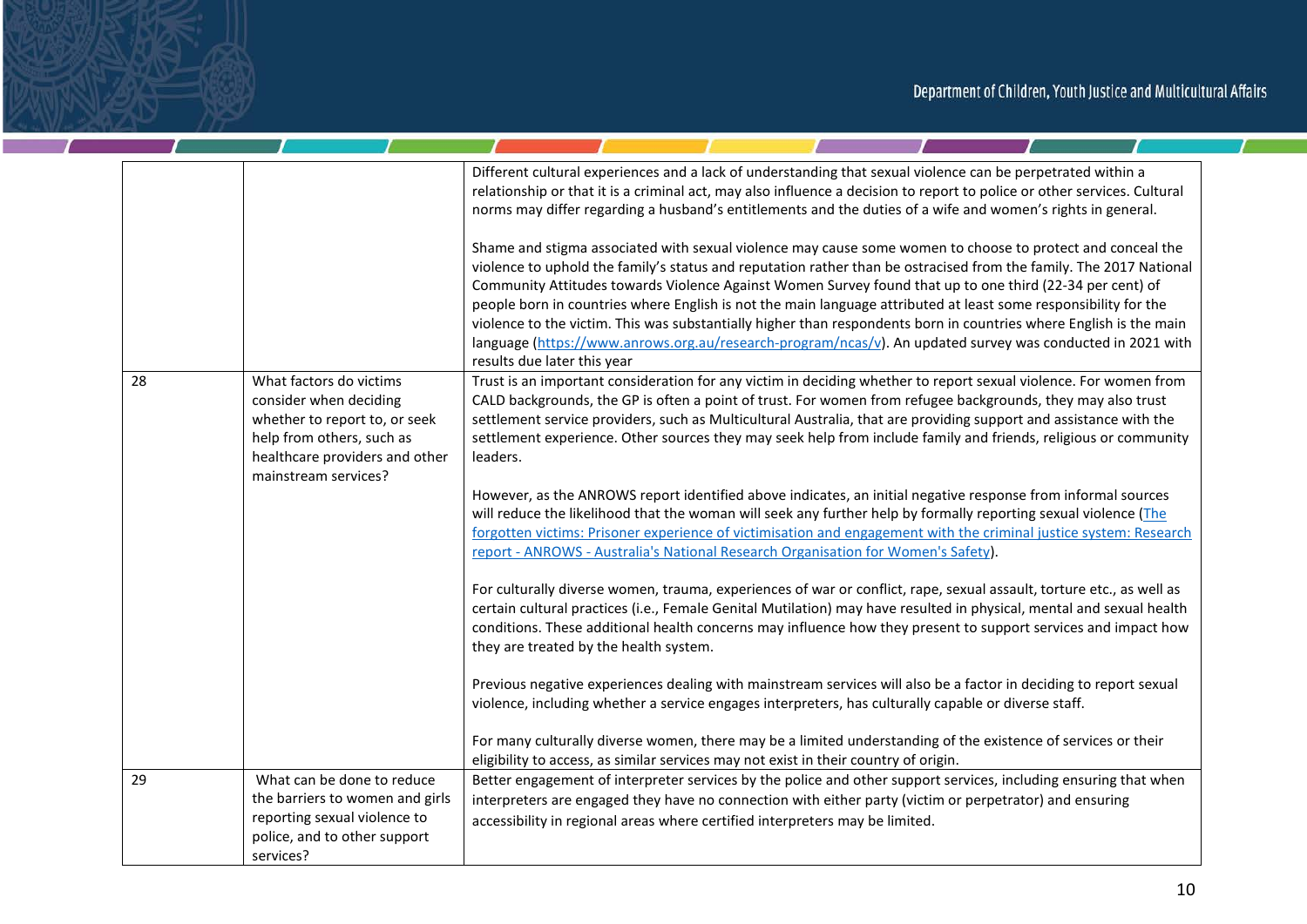| | | |
|---|---|---|
| | | Different cultural experiences and a lack of understanding that sexual violence can be perpetrated within a relationship or that it is a criminal act, may also influence a decision to report to police or other services. Cultural norms may differ regarding a husband's entitlements and the duties of a wife and women's rights in general.<br><br>Shame and stigma associated with sexual violence may cause some women to choose to protect and conceal the violence to uphold the family's status and reputation rather than be ostracised from the family. The 2017 National Community Attitudes towards Violence Against Women Survey found that up to one third (22-34 per cent) of people born in countries where English is not the main language attributed at least some responsibility for the violence to the victim. This was substantially higher than respondents born in countries where English is the main language (https://www.anrows.org.au/research-program/ncas/v). An updated survey was conducted in 2021 with results due later this year |
| 28 | What factors do victims consider when deciding whether to report to, or seek help from others, such as healthcare providers and other mainstream services? | Trust is an important consideration for any victim in deciding whether to report sexual violence. For women from CALD backgrounds, the GP is often a point of trust. For women from refugee backgrounds, they may also trust settlement service providers, such as Multicultural Australia, that are providing support and assistance with the settlement experience. Other sources they may seek help from include family and friends, religious or community leaders.<br><br>However, as the ANROWS report identified above indicates, an initial negative response from informal sources will reduce the likelihood that the woman will seek any further help by formally reporting sexual violence (The forgotten victims: Prisoner experience of victimisation and engagement with the criminal justice system: Research report - ANROWS - Australia's National Research Organisation for Women's Safety).<br><br>For culturally diverse women, trauma, experiences of war or conflict, rape, sexual assault, torture etc., as well as certain cultural practices (i.e., Female Genital Mutilation) may have resulted in physical, mental and sexual health conditions. These additional health concerns may influence how they present to support services and impact how they are treated by the health system.<br><br>Previous negative experiences dealing with mainstream services will also be a factor in deciding to report sexual violence, including whether a service engages interpreters, has culturally capable or diverse staff.<br><br>For many culturally diverse women, there may be a limited understanding of the existence of services or their eligibility to access, as similar services may not exist in their country of origin. |
| 29 | What can be done to reduce the barriers to women and girls reporting sexual violence to police, and to other support services? | Better engagement of interpreter services by the police and other support services, including ensuring that when interpreters are engaged they have no connection with either party (victim or perpetrator) and ensuring accessibility in regional areas where certified interpreters may be limited. |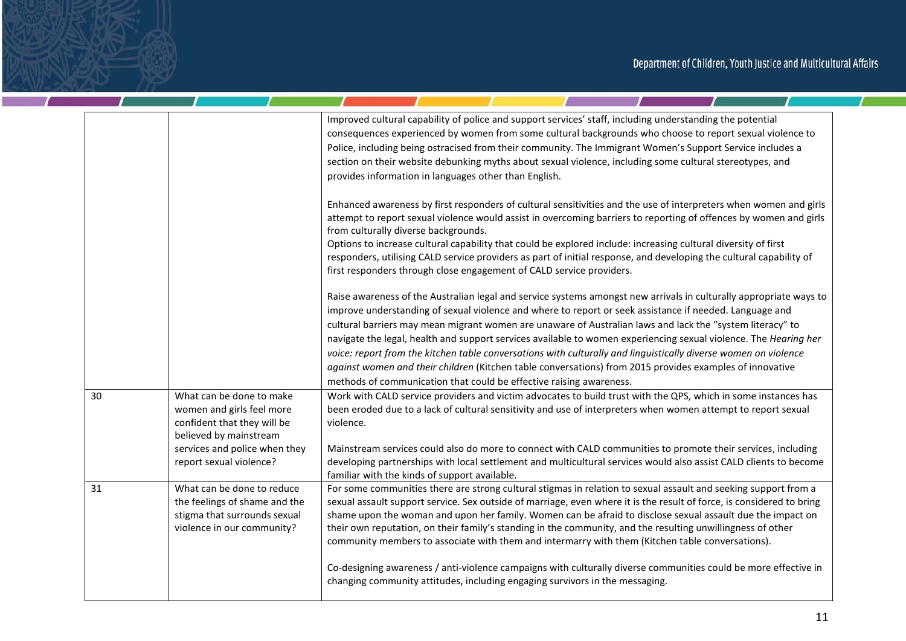| | | |
|---|---|---|
| | | Improved cultural capability of police and support services' staff, including understanding the potential consequences experienced by women from some cultural backgrounds who choose to report sexual violence to Police, including being ostracised from their community. The Immigrant Women's Support Service includes a section on their website debunking myths about sexual violence, including some cultural stereotypes, and provides information in languages other than English.<br><br>Enhanced awareness by first responders of cultural sensitivities and the use of interpreters when women and girls attempt to report sexual violence would assist in overcoming barriers to reporting of offences by women and girls from culturally diverse backgrounds.<br>Options to increase cultural capability that could be explored include: increasing cultural diversity of first responders, utilising CALD service providers as part of initial response, and developing the cultural capability of first responders through close engagement of CALD service providers.<br><br>Raise awareness of the Australian legal and service systems amongst new arrivals in culturally appropriate ways to improve understanding of sexual violence and where to report or seek assistance if needed. Language and cultural barriers may mean migrant women are unaware of Australian laws and lack the "system literacy" to navigate the legal, health and support services available to women experiencing sexual violence. The *Hearing her voice: report from the kitchen table conversations with culturally and linguistically diverse women on violence against women and their children* (Kitchen table conversations) from 2015 provides examples of innovative methods of communication that could be effective raising awareness. |
| 30 | What can be done to make women and girls feel more confident that they will be believed by mainstream services and police when they report sexual violence? | Work with CALD service providers and victim advocates to build trust with the QPS, which in some instances has been eroded due to a lack of cultural sensitivity and use of interpreters when women attempt to report sexual violence.<br><br>Mainstream services could also do more to connect with CALD communities to promote their services, including developing partnerships with local settlement and multicultural services would also assist CALD clients to become familiar with the kinds of support available. |
| 31 | What can be done to reduce the feelings of shame and the stigma that surrounds sexual violence in our community? | For some communities there are strong cultural stigmas in relation to sexual assault and seeking support from a sexual assault support service. Sex outside of marriage, even where it is the result of force, is considered to bring shame upon the woman and upon her family. Women can be afraid to disclose sexual assault due the impact on their own reputation, on their family's standing in the community, and the resulting unwillingness of other community members to associate with them and intermarry with them (Kitchen table conversations).<br><br>Co-designing awareness / anti-violence campaigns with culturally diverse communities could be more effective in changing community attitudes, including engaging survivors in the messaging. |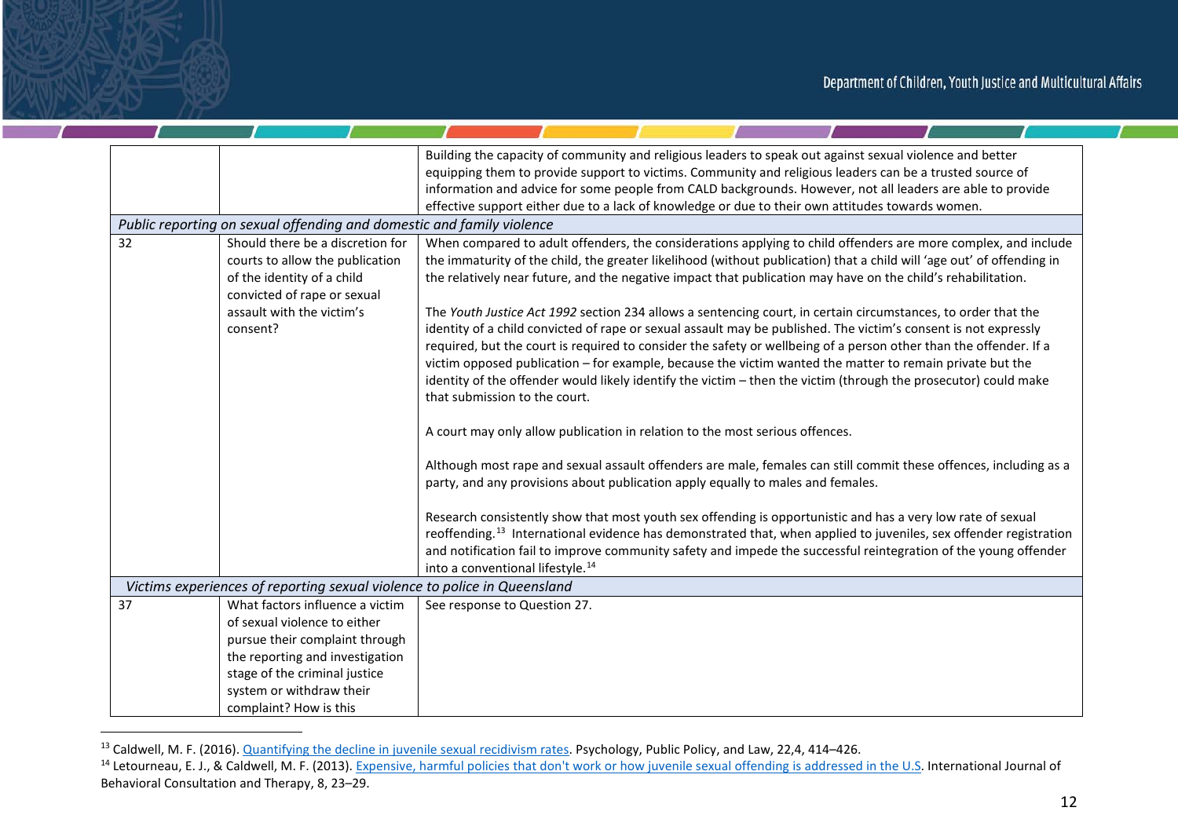| | | |
|---|---|---|
| | | Building the capacity of community and religious leaders to speak out against sexual violence and better equipping them to provide support to victims. Community and religious leaders can be a trusted source of information and advice for some people from CALD backgrounds. However, not all leaders are able to provide effective support either due to a lack of knowledge or due to their own attitudes towards women. |
| *Public reporting on sexual offending and domestic and family violence* | | |
| 32 | Should there be a discretion for courts to allow the publication of the identity of a child convicted of rape or sexual assault with the victim's consent? | When compared to adult offenders, the considerations applying to child offenders are more complex, and include the immaturity of the child, the greater likelihood (without publication) that a child will 'age out' of offending in the relatively near future, and the negative impact that publication may have on the child's rehabilitation.<br><br>The *Youth Justice Act 1992* section 234 allows a sentencing court, in certain circumstances, to order that the identity of a child convicted of rape or sexual assault may be published. The victim's consent is not expressly required, but the court is required to consider the safety or wellbeing of a person other than the offender. If a victim opposed publication – for example, because the victim wanted the matter to remain private but the identity of the offender would likely identify the victim – then the victim (through the prosecutor) could make that submission to the court.<br><br>A court may only allow publication in relation to the most serious offences.<br><br>Although most rape and sexual assault offenders are male, females can still commit these offences, including as a party, and any provisions about publication apply equally to males and females.<br><br>Research consistently show that most youth sex offending is opportunistic and has a very low rate of sexual reoffending.[13] International evidence has demonstrated that, when applied to juveniles, sex offender registration and notification fail to improve community safety and impede the successful reintegration of the young offender into a conventional lifestyle.[14] |
| *Victims experiences of reporting sexual violence to police in Queensland* | | |
| 37 | What factors influence a victim of sexual violence to either pursue their complaint through the reporting and investigation stage of the criminal justice system or withdraw their complaint? How is this | See response to Question 27. |

[13] Caldwell, M. F. (2016). Quantifying the decline in juvenile sexual recidivism rates. Psychology, Public Policy, and Law, 22,4, 414–426.

[14] Letourneau, E. J., & Caldwell, M. F. (2013). Expensive, harmful policies that don't work or how juvenile sexual offending is addressed in the U.S. International Journal of Behavioral Consultation and Therapy, 8, 23–29.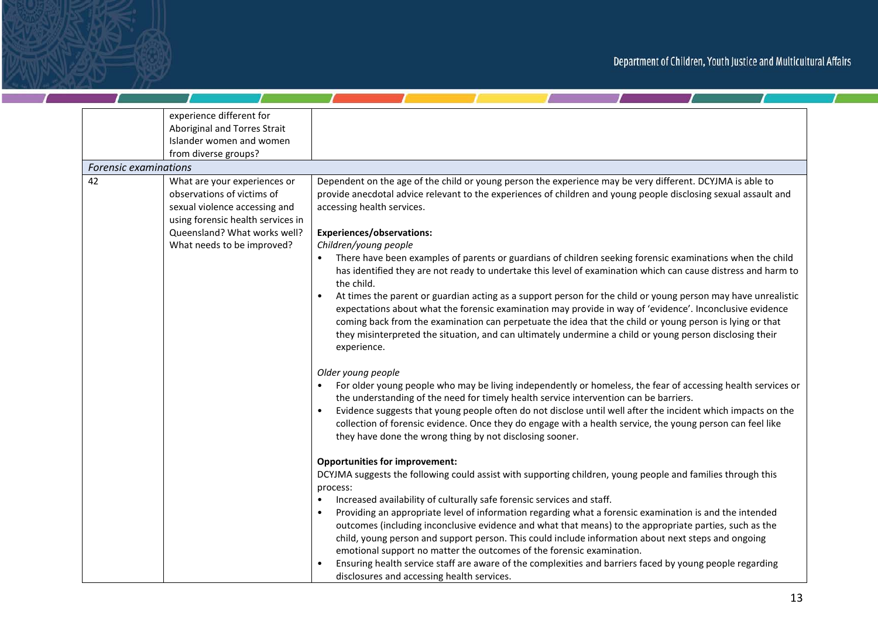| | | |
|---|---|---|
| | experience different for Aboriginal and Torres Strait Islander women and women from diverse groups? | |
| *Forensic examinations* | | |
| 42 | What are your experiences or observations of victims of sexual violence accessing and using forensic health services in Queensland? What works well? What needs to be improved? | Dependent on the age of the child or young person the experience may be very different. DCYJMA is able to provide anecdotal advice relevant to the experiences of children and young people disclosing sexual assault and accessing health services.<br><br>**Experiences/observations:**<br>*Children/young people*<br>• There have been examples of parents or guardians of children seeking forensic examinations when the child has identified they are not ready to undertake this level of examination which can cause distress and harm to the child.<br>• At times the parent or guardian acting as a support person for the child or young person may have unrealistic expectations about what the forensic examination may provide in way of 'evidence'. Inconclusive evidence coming back from the examination can perpetuate the idea that the child or young person is lying or that they misinterpreted the situation, and can ultimately undermine a child or young person disclosing their experience.<br><br>*Older young people*<br>• For older young people who may be living independently or homeless, the fear of accessing health services or the understanding of the need for timely health service intervention can be barriers.<br>• Evidence suggests that young people often do not disclose until well after the incident which impacts on the collection of forensic evidence. Once they do engage with a health service, the young person can feel like they have done the wrong thing by not disclosing sooner.<br><br>**Opportunities for improvement:**<br>DCYJMA suggests the following could assist with supporting children, young people and families through this process:<br>• Increased availability of culturally safe forensic services and staff.<br>• Providing an appropriate level of information regarding what a forensic examination is and the intended outcomes (including inconclusive evidence and what that means) to the appropriate parties, such as the child, young person and support person. This could include information about next steps and ongoing emotional support no matter the outcomes of the forensic examination.<br>• Ensuring health service staff are aware of the complexities and barriers faced by young people regarding disclosures and accessing health services. |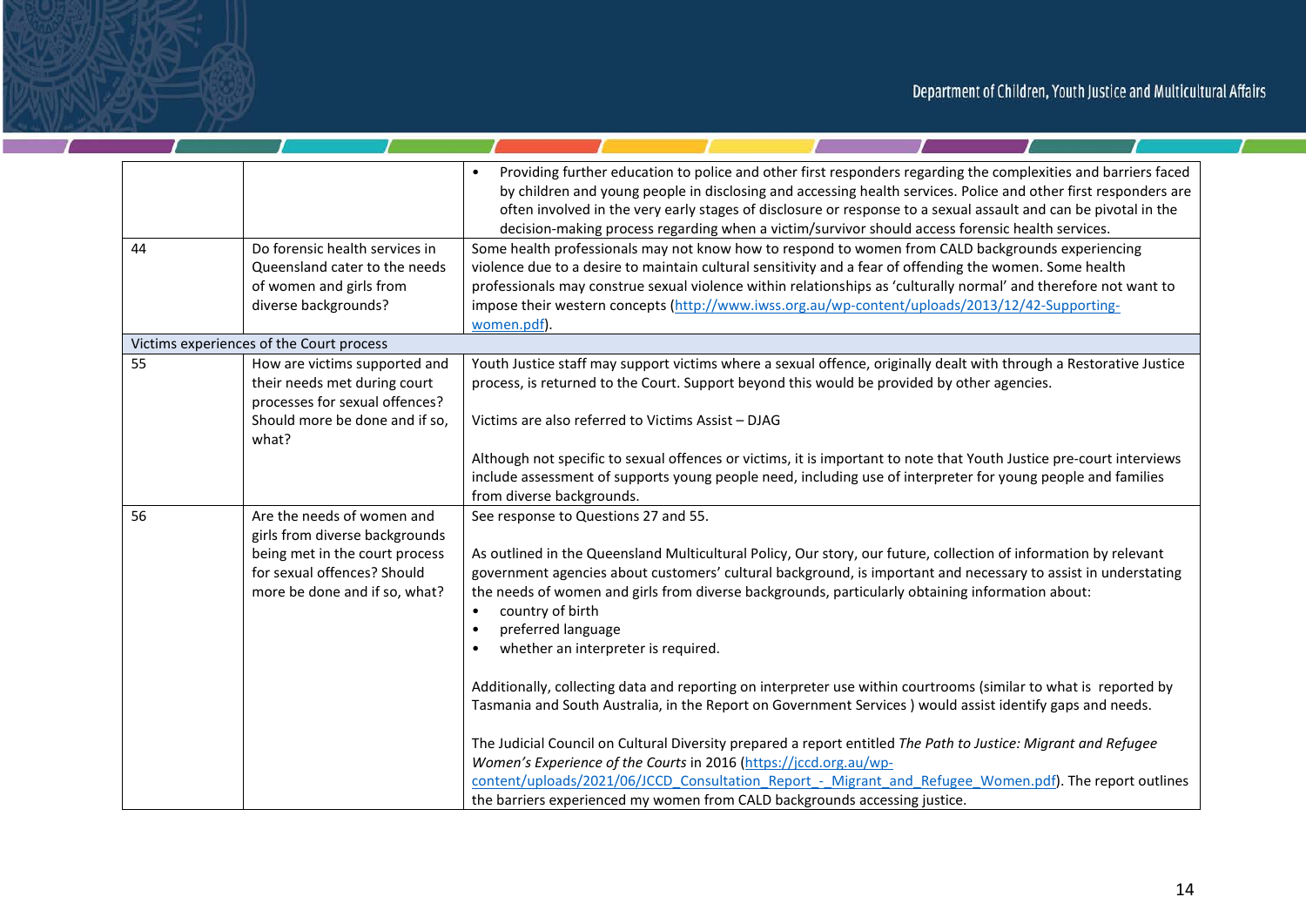| | | |
|---|---|---|
| | | • Providing further education to police and other first responders regarding the complexities and barriers faced by children and young people in disclosing and accessing health services. Police and other first responders are often involved in the very early stages of disclosure or response to a sexual assault and can be pivotal in the decision-making process regarding when a victim/survivor should access forensic health services. |
| 44 | Do forensic health services in Queensland cater to the needs of women and girls from diverse backgrounds? | Some health professionals may not know how to respond to women from CALD backgrounds experiencing violence due to a desire to maintain cultural sensitivity and a fear of offending the women. Some health professionals may construe sexual violence within relationships as 'culturally normal' and therefore not want to impose their western concepts (http://www.iwss.org.au/wp-content/uploads/2013/12/42-Supporting-women.pdf). |
| **Victims experiences of the Court process** | | |
| 55 | How are victims supported and their needs met during court processes for sexual offences? Should more be done and if so, what? | Youth Justice staff may support victims where a sexual offence, originally dealt with through a Restorative Justice process, is returned to the Court. Support beyond this would be provided by other agencies.<br><br>Victims are also referred to Victims Assist – DJAG<br><br>Although not specific to sexual offences or victims, it is important to note that Youth Justice pre-court interviews include assessment of supports young people need, including use of interpreter for young people and families from diverse backgrounds. |
| 56 | Are the needs of women and girls from diverse backgrounds being met in the court process for sexual offences? Should more be done and if so, what? | See response to Questions 27 and 55.<br><br>As outlined in the Queensland Multicultural Policy, Our story, our future, collection of information by relevant government agencies about customers' cultural background, is important and necessary to assist in understating the needs of women and girls from diverse backgrounds, particularly obtaining information about:<br>• country of birth<br>• preferred language<br>• whether an interpreter is required.<br><br>Additionally, collecting data and reporting on interpreter use within courtrooms (similar to what is reported by Tasmania and South Australia, in the Report on Government Services ) would assist identify gaps and needs.<br><br>The Judicial Council on Cultural Diversity prepared a report entitled *The Path to Justice: Migrant and Refugee Women's Experience of the Courts* in 2016 (https://jccd.org.au/wp-content/uploads/2021/06/JCCD_Consultation_Report_-_Migrant_and_Refugee_Women.pdf). The report outlines the barriers experienced my women from CALD backgrounds accessing justice. |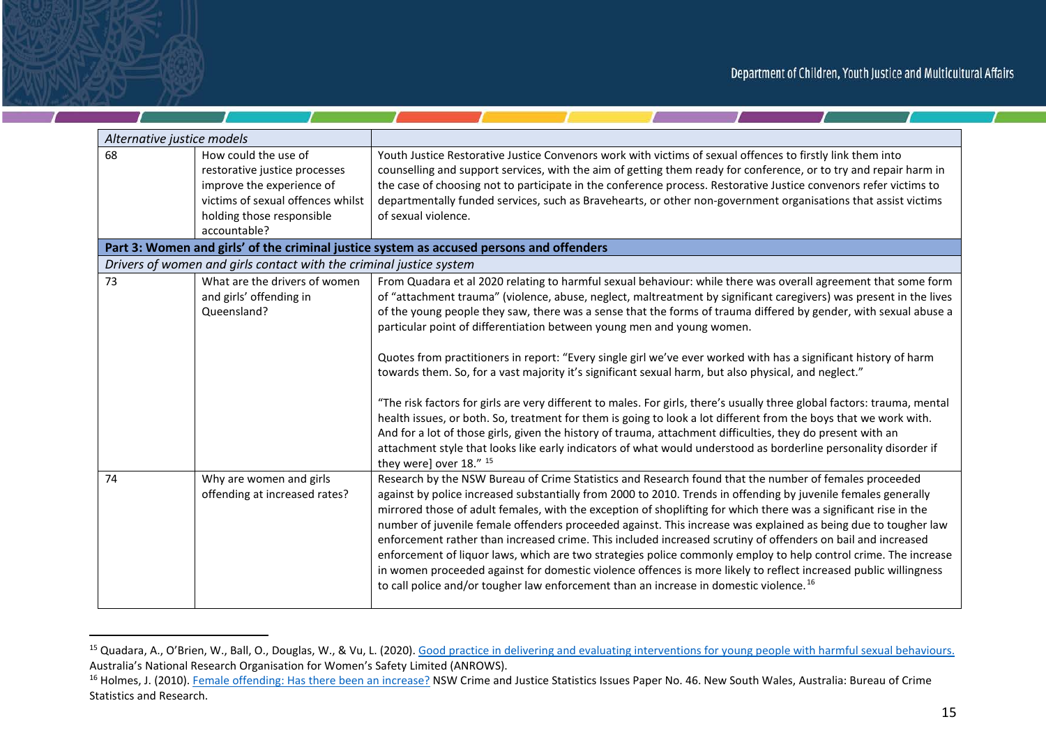| | | |
|---|---|---|
| *Alternative justice models* | | |
| 68 | How could the use of restorative justice processes improve the experience of victims of sexual offences whilst holding those responsible accountable? | Youth Justice Restorative Justice Convenors work with victims of sexual offences to firstly link them into counselling and support services, with the aim of getting them ready for conference, or to try and repair harm in the case of choosing not to participate in the conference process. Restorative Justice convenors refer victims to departmentally funded services, such as Bravehearts, or other non-government organisations that assist victims of sexual violence. |
| **Part 3: Women and girls' of the criminal justice system as accused persons and offenders** | | |
| *Drivers of women and girls contact with the criminal justice system* | | |
| 73 | What are the drivers of women and girls' offending in Queensland? | From Quadara et al 2020 relating to harmful sexual behaviour: while there was overall agreement that some form of "attachment trauma" (violence, abuse, neglect, maltreatment by significant caregivers) was present in the lives of the young people they saw, there was a sense that the forms of trauma differed by gender, with sexual abuse a particular point of differentiation between young men and young women.<br><br>Quotes from practitioners in report: "Every single girl we've ever worked with has a significant history of harm towards them. So, for a vast majority it's significant sexual harm, but also physical, and neglect."<br><br>"The risk factors for girls are very different to males. For girls, there's usually three global factors: trauma, mental health issues, or both. So, treatment for them is going to look a lot different from the boys that we work with. And for a lot of those girls, given the history of trauma, attachment difficulties, they do present with an attachment style that looks like early indicators of what would understood as borderline personality disorder if they were] over 18." [15] |
| 74 | Why are women and girls offending at increased rates? | Research by the NSW Bureau of Crime Statistics and Research found that the number of females proceeded against by police increased substantially from 2000 to 2010. Trends in offending by juvenile females generally mirrored those of adult females, with the exception of shoplifting for which there was a significant rise in the number of juvenile female offenders proceeded against. This increase was explained as being due to tougher law enforcement rather than increased crime. This included increased scrutiny of offenders on bail and increased enforcement of liquor laws, which are two strategies police commonly employ to help control crime. The increase in women proceeded against for domestic violence offences is more likely to reflect increased public willingness to call police and/or tougher law enforcement than an increase in domestic violence. [16] |

[15] Quadara, A., O'Brien, W., Ball, O., Douglas, W., & Vu, L. (2020). Good practice in delivering and evaluating interventions for young people with harmful sexual behaviours. Australia's National Research Organisation for Women's Safety Limited (ANROWS).

[16] Holmes, J. (2010). Female offending: Has there been an increase? NSW Crime and Justice Statistics Issues Paper No. 46. New South Wales, Australia: Bureau of Crime Statistics and Research.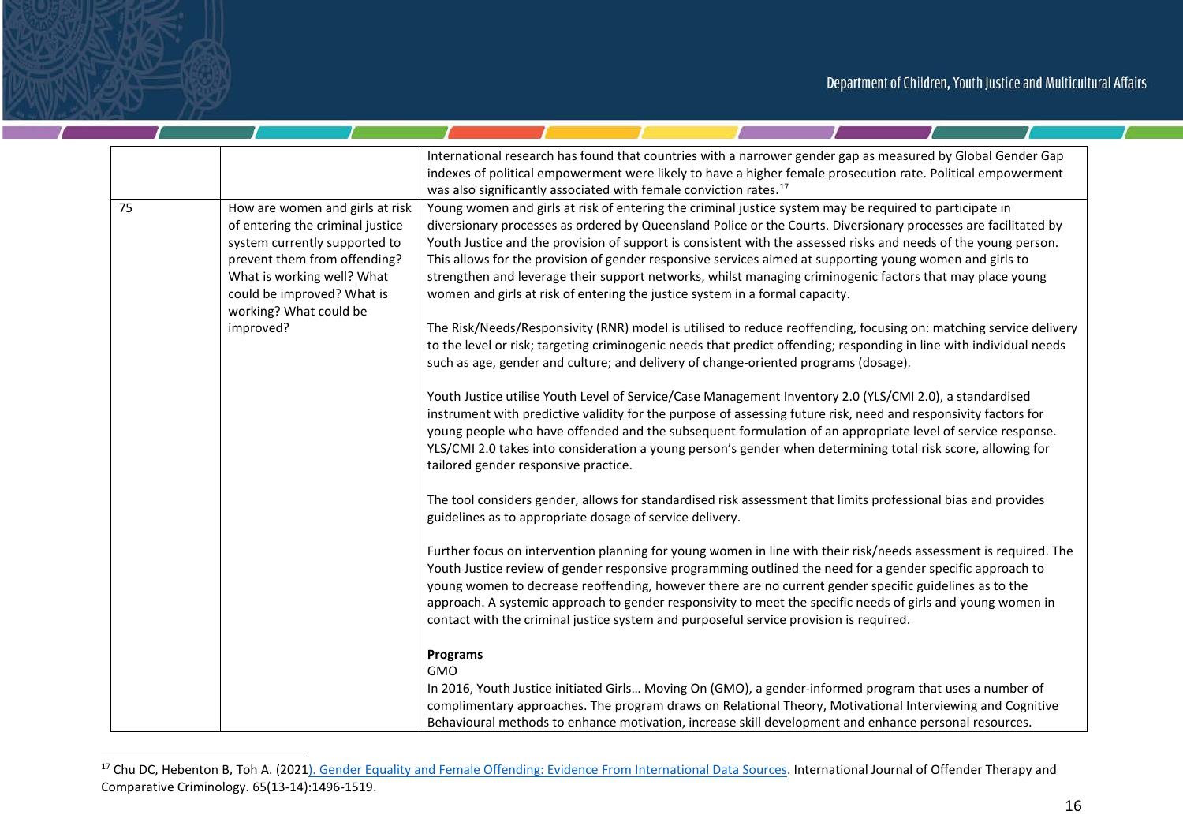| | | |
|---|---|---|
| | | International research has found that countries with a narrower gender gap as measured by Global Gender Gap indexes of political empowerment were likely to have a higher female prosecution rate. Political empowerment was also significantly associated with female conviction rates.[17] |
| 75 | How are women and girls at risk of entering the criminal justice system currently supported to prevent them from offending? What is working well? What could be improved? What is working? What could be improved? | Young women and girls at risk of entering the criminal justice system may be required to participate in diversionary processes as ordered by Queensland Police or the Courts. Diversionary processes are facilitated by Youth Justice and the provision of support is consistent with the assessed risks and needs of the young person. This allows for the provision of gender responsive services aimed at supporting young women and girls to strengthen and leverage their support networks, whilst managing criminogenic factors that may place young women and girls at risk of entering the justice system in a formal capacity.<br><br>The Risk/Needs/Responsivity (RNR) model is utilised to reduce reoffending, focusing on: matching service delivery to the level or risk; targeting criminogenic needs that predict offending; responding in line with individual needs such as age, gender and culture; and delivery of change-oriented programs (dosage).<br><br>Youth Justice utilise Youth Level of Service/Case Management Inventory 2.0 (YLS/CMI 2.0), a standardised instrument with predictive validity for the purpose of assessing future risk, need and responsivity factors for young people who have offended and the subsequent formulation of an appropriate level of service response. YLS/CMI 2.0 takes into consideration a young person's gender when determining total risk score, allowing for tailored gender responsive practice.<br><br>The tool considers gender, allows for standardised risk assessment that limits professional bias and provides guidelines as to appropriate dosage of service delivery.<br><br>Further focus on intervention planning for young women in line with their risk/needs assessment is required. The Youth Justice review of gender responsive programming outlined the need for a gender specific approach to young women to decrease reoffending, however there are no current gender specific guidelines as to the approach. A systemic approach to gender responsivity to meet the specific needs of girls and young women in contact with the criminal justice system and purposeful service provision is required.<br><br>**Programs**<br>GMO<br>In 2016, Youth Justice initiated Girls… Moving On (GMO), a gender-informed program that uses a number of complimentary approaches. The program draws on Relational Theory, Motivational Interviewing and Cognitive Behavioural methods to enhance motivation, increase skill development and enhance personal resources. |

[17] Chu DC, Hebenton B, Toh A. (2021). Gender Equality and Female Offending: Evidence From International Data Sources. International Journal of Offender Therapy and Comparative Criminology. 65(13-14):1496-1519.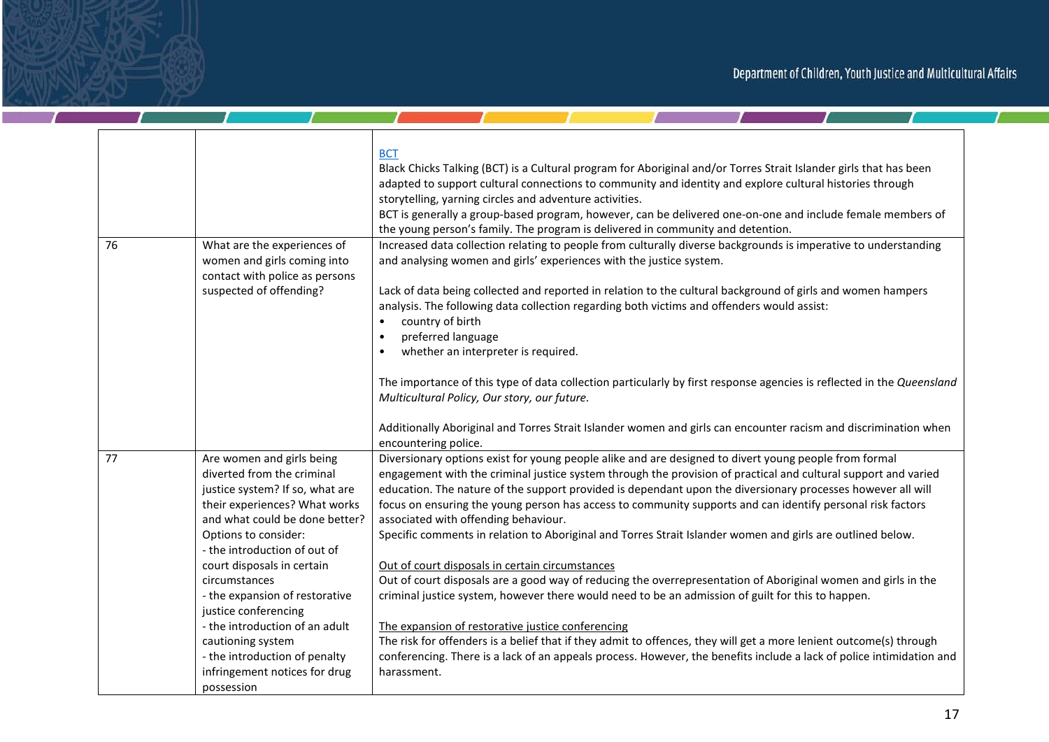| | | |
|---|---|---|
| | | BCT<br>Black Chicks Talking (BCT) is a Cultural program for Aboriginal and/or Torres Strait Islander girls that has been adapted to support cultural connections to community and identity and explore cultural histories through storytelling, yarning circles and adventure activities.<br>BCT is generally a group-based program, however, can be delivered one-on-one and include female members of the young person's family. The program is delivered in community and detention. |
| 76 | What are the experiences of women and girls coming into contact with police as persons suspected of offending? | Increased data collection relating to people from culturally diverse backgrounds is imperative to understanding and analysing women and girls' experiences with the justice system.<br><br>Lack of data being collected and reported in relation to the cultural background of girls and women hampers analysis. The following data collection regarding both victims and offenders would assist:<br>• country of birth<br>• preferred language<br>• whether an interpreter is required.<br><br>The importance of this type of data collection particularly by first response agencies is reflected in the *Queensland Multicultural Policy, Our story, our future.*<br><br>Additionally Aboriginal and Torres Strait Islander women and girls can encounter racism and discrimination when encountering police. |
| 77 | Are women and girls being diverted from the criminal justice system? If so, what are their experiences? What works and what could be done better? Options to consider:<br>- the introduction of out of court disposals in certain circumstances<br>- the expansion of restorative justice conferencing<br>- the introduction of an adult cautioning system<br>- the introduction of penalty infringement notices for drug possession | Diversionary options exist for young people alike and are designed to divert young people from formal engagement with the criminal justice system through the provision of practical and cultural support and varied education. The nature of the support provided is dependant upon the diversionary processes however all will focus on ensuring the young person has access to community supports and can identify personal risk factors associated with offending behaviour.<br>Specific comments in relation to Aboriginal and Torres Strait Islander women and girls are outlined below.<br><br>Out of court disposals in certain circumstances<br>Out of court disposals are a good way of reducing the overrepresentation of Aboriginal women and girls in the criminal justice system, however there would need to be an admission of guilt for this to happen.<br><br>The expansion of restorative justice conferencing<br>The risk for offenders is a belief that if they admit to offences, they will get a more lenient outcome(s) through conferencing. There is a lack of an appeals process. However, the benefits include a lack of police intimidation and harassment. |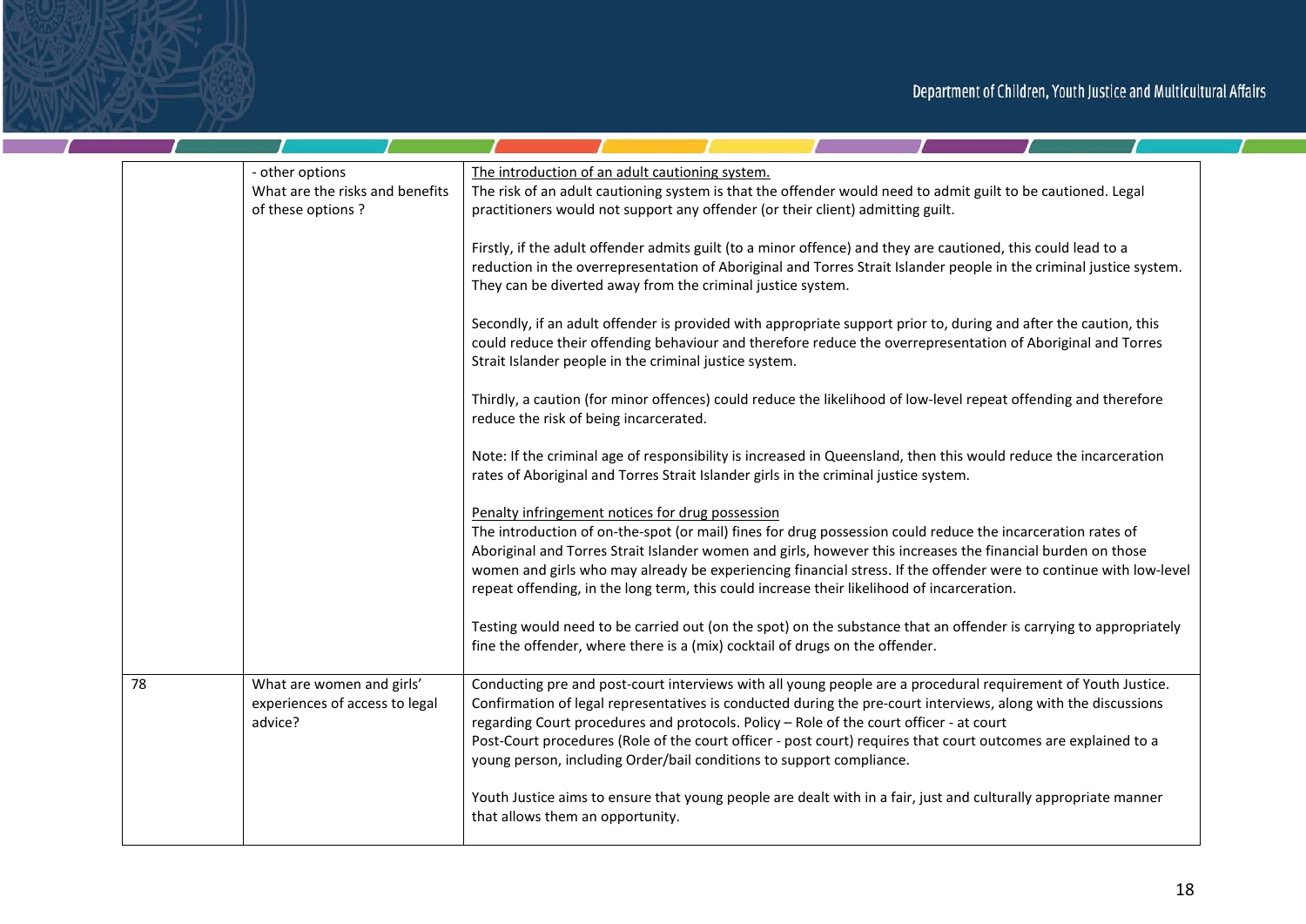| | | |
|---|---|---|
| | - other options<br>What are the risks and benefits of these options ? | <u>The introduction of an adult cautioning system.</u><br>The risk of an adult cautioning system is that the offender would need to admit guilt to be cautioned. Legal practitioners would not support any offender (or their client) admitting guilt.<br><br>Firstly, if the adult offender admits guilt (to a minor offence) and they are cautioned, this could lead to a reduction in the overrepresentation of Aboriginal and Torres Strait Islander people in the criminal justice system. They can be diverted away from the criminal justice system.<br><br>Secondly, if an adult offender is provided with appropriate support prior to, during and after the caution, this could reduce their offending behaviour and therefore reduce the overrepresentation of Aboriginal and Torres Strait Islander people in the criminal justice system.<br><br>Thirdly, a caution (for minor offences) could reduce the likelihood of low-level repeat offending and therefore reduce the risk of being incarcerated.<br><br>Note: If the criminal age of responsibility is increased in Queensland, then this would reduce the incarceration rates of Aboriginal and Torres Strait Islander girls in the criminal justice system.<br><br><u>Penalty infringement notices for drug possession</u><br>The introduction of on-the-spot (or mail) fines for drug possession could reduce the incarceration rates of Aboriginal and Torres Strait Islander women and girls, however this increases the financial burden on those women and girls who may already be experiencing financial stress. If the offender were to continue with low-level repeat offending, in the long term, this could increase their likelihood of incarceration.<br><br>Testing would need to be carried out (on the spot) on the substance that an offender is carrying to appropriately fine the offender, where there is a (mix) cocktail of drugs on the offender. |
| 78 | What are women and girls' experiences of access to legal advice? | Conducting pre and post-court interviews with all young people are a procedural requirement of Youth Justice. Confirmation of legal representatives is conducted during the pre-court interviews, along with the discussions regarding Court procedures and protocols. Policy – Role of the court officer - at court<br>Post-Court procedures (Role of the court officer - post court) requires that court outcomes are explained to a young person, including Order/bail conditions to support compliance.<br><br>Youth Justice aims to ensure that young people are dealt with in a fair, just and culturally appropriate manner that allows them an opportunity. |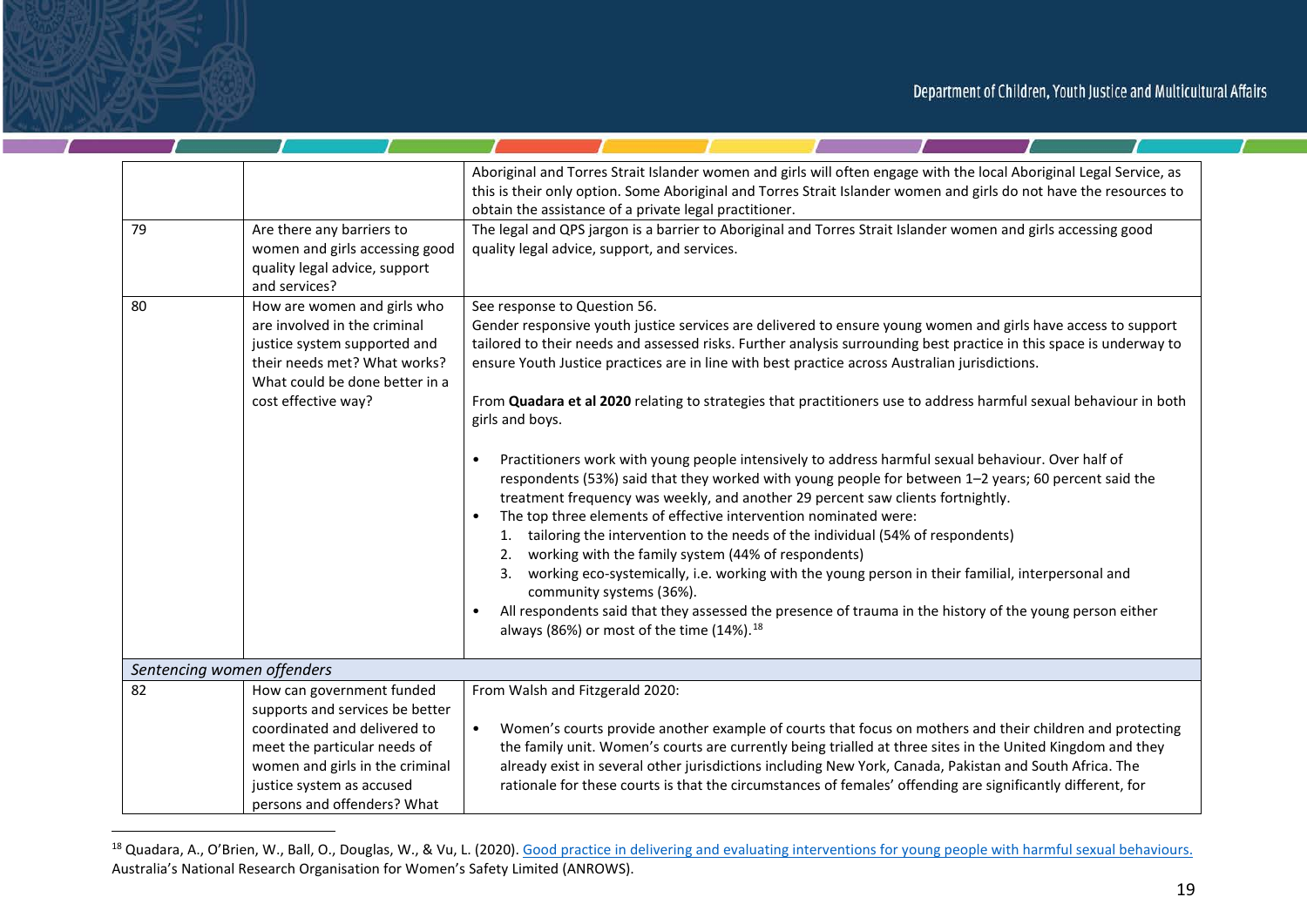| | | |
|---|---|---|
| | | Aboriginal and Torres Strait Islander women and girls will often engage with the local Aboriginal Legal Service, as this is their only option. Some Aboriginal and Torres Strait Islander women and girls do not have the resources to obtain the assistance of a private legal practitioner. |
| 79 | Are there any barriers to women and girls accessing good quality legal advice, support and services? | The legal and QPS jargon is a barrier to Aboriginal and Torres Strait Islander women and girls accessing good quality legal advice, support, and services. |
| 80 | How are women and girls who are involved in the criminal justice system supported and their needs met? What works? What could be done better in a cost effective way? | See response to Question 56.<br>Gender responsive youth justice services are delivered to ensure young women and girls have access to support tailored to their needs and assessed risks. Further analysis surrounding best practice in this space is underway to ensure Youth Justice practices are in line with best practice across Australian jurisdictions.<br><br>From **Quadara et al 2020** relating to strategies that practitioners use to address harmful sexual behaviour in both girls and boys.<br><br>• Practitioners work with young people intensively to address harmful sexual behaviour. Over half of respondents (53%) said that they worked with young people for between 1–2 years; 60 percent said the treatment frequency was weekly, and another 29 percent saw clients fortnightly.<br>• The top three elements of effective intervention nominated were:<br>1. tailoring the intervention to the needs of the individual (54% of respondents)<br>2. working with the family system (44% of respondents)<br>3. working eco-systemically, i.e. working with the young person in their familial, interpersonal and community systems (36%).<br>• All respondents said that they assessed the presence of trauma in the history of the young person either always (86%) or most of the time (14%).[18] |
| *Sentencing women offenders* | | |
| 82 | How can government funded supports and services be better coordinated and delivered to meet the particular needs of women and girls in the criminal justice system as accused persons and offenders? What | From Walsh and Fitzgerald 2020:<br><br>• Women's courts provide another example of courts that focus on mothers and their children and protecting the family unit. Women's courts are currently being trialled at three sites in the United Kingdom and they already exist in several other jurisdictions including New York, Canada, Pakistan and South Africa. The rationale for these courts is that the circumstances of females' offending are significantly different, for |

[18] Quadara, A., O'Brien, W., Ball, O., Douglas, W., & Vu, L. (2020). Good practice in delivering and evaluating interventions for young people with harmful sexual behaviours. Australia's National Research Organisation for Women's Safety Limited (ANROWS).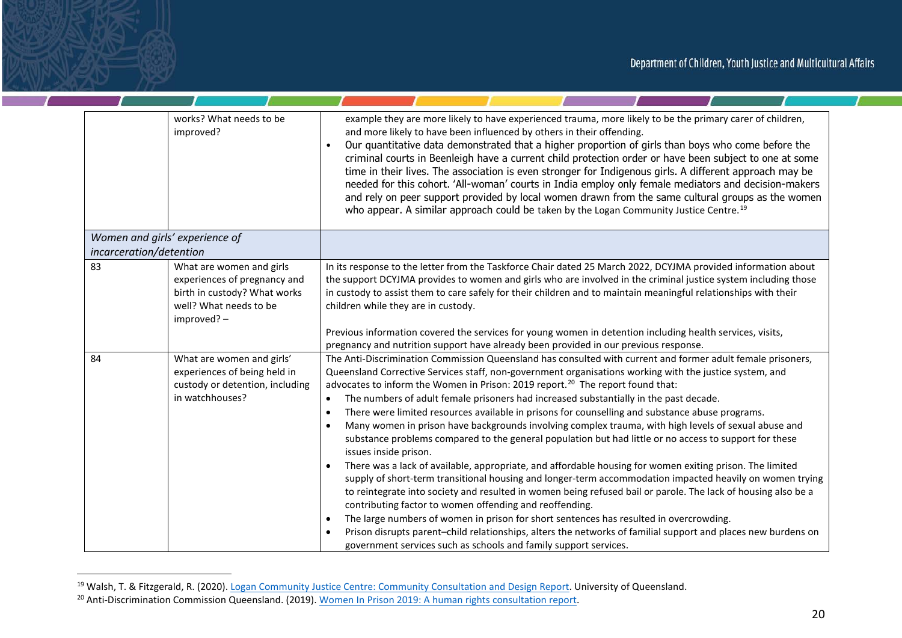| | | |
|---|---|---|
| | works? What needs to be improved? | • example they are more likely to have experienced trauma, more likely to be the primary carer of children, and more likely to have been influenced by others in their offending. <br>• Our quantitative data demonstrated that a higher proportion of girls than boys who come before the criminal courts in Beenleigh have a current child protection order or have been subject to one at some time in their lives. The association is even stronger for Indigenous girls. A different approach may be needed for this cohort. 'All-woman' courts in India employ only female mediators and decision-makers and rely on peer support provided by local women drawn from the same cultural groups as the women who appear. A similar approach could be taken by the Logan Community Justice Centre.[19] |
| *Women and girls' experience of incarceration/detention* | | |
| 83 | What are women and girls experiences of pregnancy and birth in custody? What works well? What needs to be improved? – | In its response to the letter from the Taskforce Chair dated 25 March 2022, DCYJMA provided information about the support DCYJMA provides to women and girls who are involved in the criminal justice system including those in custody to assist them to care safely for their children and to maintain meaningful relationships with their children while they are in custody.<br><br>Previous information covered the services for young women in detention including health services, visits, pregnancy and nutrition support have already been provided in our previous response. |
| 84 | What are women and girls' experiences of being held in custody or detention, including in watchhouses? | The Anti-Discrimination Commission Queensland has consulted with current and former adult female prisoners, Queensland Corrective Services staff, non-government organisations working with the justice system, and advocates to inform the Women in Prison: 2019 report.[20] The report found that:<br>• The numbers of adult female prisoners had increased substantially in the past decade.<br>• There were limited resources available in prisons for counselling and substance abuse programs.<br>• Many women in prison have backgrounds involving complex trauma, with high levels of sexual abuse and substance problems compared to the general population but had little or no access to support for these issues inside prison.<br>• There was a lack of available, appropriate, and affordable housing for women exiting prison. The limited supply of short-term transitional housing and longer-term accommodation impacted heavily on women trying to reintegrate into society and resulted in women being refused bail or parole. The lack of housing also be a contributing factor to women offending and reoffending.<br>• The large numbers of women in prison for short sentences has resulted in overcrowding.<br>• Prison disrupts parent–child relationships, alters the networks of familial support and places new burdens on government services such as schools and family support services. |

[19] Walsh, T. & Fitzgerald, R. (2020). Logan Community Justice Centre: Community Consultation and Design Report. University of Queensland.

[20] Anti-Discrimination Commission Queensland. (2019). Women In Prison 2019: A human rights consultation report.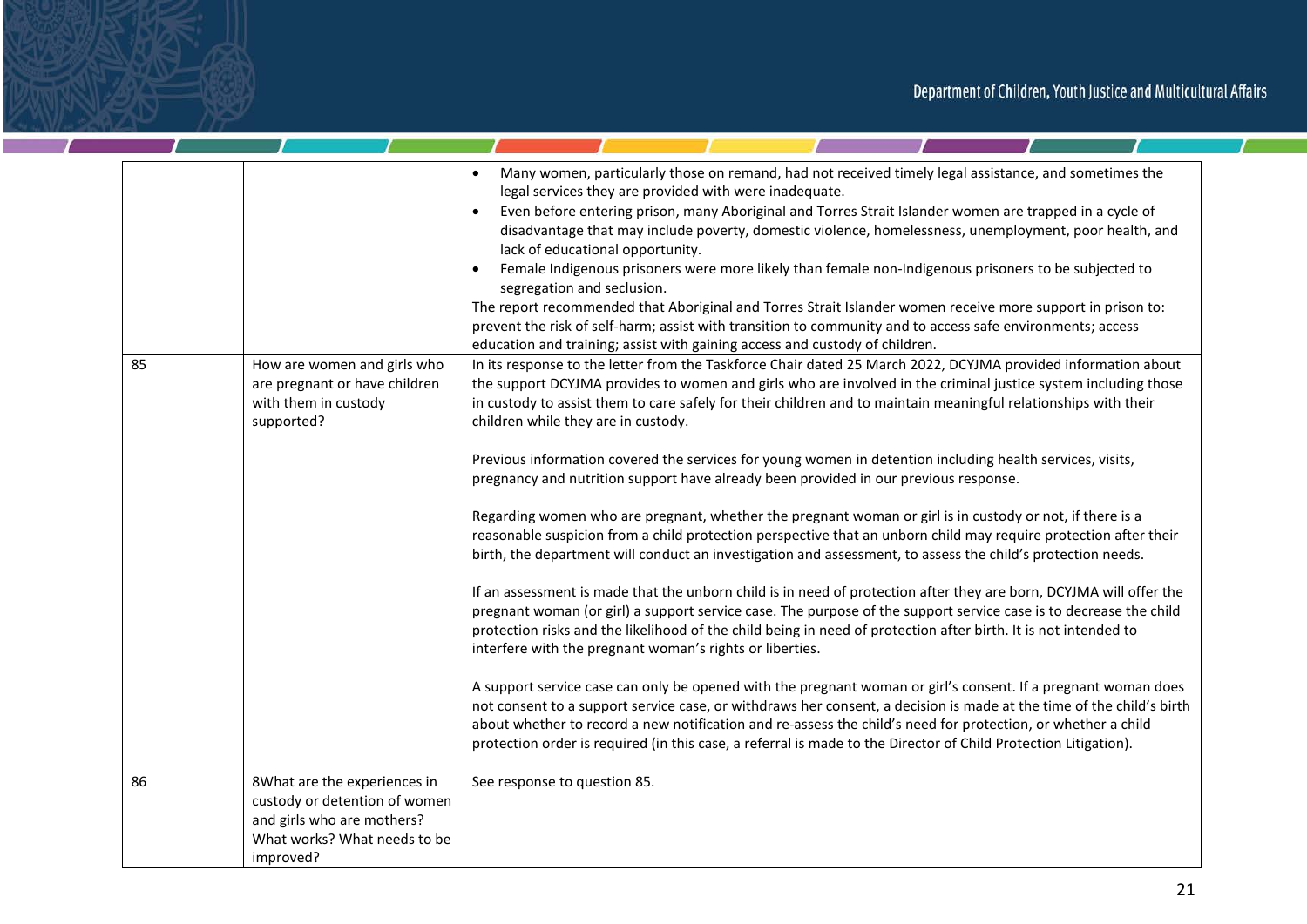| | | |
|---|---|---|
| | | • Many women, particularly those on remand, had not received timely legal assistance, and sometimes the legal services they are provided with were inadequate.<br>• Even before entering prison, many Aboriginal and Torres Strait Islander women are trapped in a cycle of disadvantage that may include poverty, domestic violence, homelessness, unemployment, poor health, and lack of educational opportunity.<br>• Female Indigenous prisoners were more likely than female non-Indigenous prisoners to be subjected to segregation and seclusion.<br>The report recommended that Aboriginal and Torres Strait Islander women receive more support in prison to: prevent the risk of self-harm; assist with transition to community and to access safe environments; access education and training; assist with gaining access and custody of children. |
| 85 | How are women and girls who are pregnant or have children with them in custody supported? | In its response to the letter from the Taskforce Chair dated 25 March 2022, DCYJMA provided information about the support DCYJMA provides to women and girls who are involved in the criminal justice system including those in custody to assist them to care safely for their children and to maintain meaningful relationships with their children while they are in custody.<br><br>Previous information covered the services for young women in detention including health services, visits, pregnancy and nutrition support have already been provided in our previous response.<br><br>Regarding women who are pregnant, whether the pregnant woman or girl is in custody or not, if there is a reasonable suspicion from a child protection perspective that an unborn child may require protection after their birth, the department will conduct an investigation and assessment, to assess the child's protection needs.<br><br>If an assessment is made that the unborn child is in need of protection after they are born, DCYJMA will offer the pregnant woman (or girl) a support service case. The purpose of the support service case is to decrease the child protection risks and the likelihood of the child being in need of protection after birth. It is not intended to interfere with the pregnant woman's rights or liberties.<br><br>A support service case can only be opened with the pregnant woman or girl's consent. If a pregnant woman does not consent to a support service case, or withdraws her consent, a decision is made at the time of the child's birth about whether to record a new notification and re-assess the child's need for protection, or whether a child protection order is required (in this case, a referral is made to the Director of Child Protection Litigation). |
| 86 | 8What are the experiences in custody or detention of women and girls who are mothers? What works? What needs to be improved? | See response to question 85. |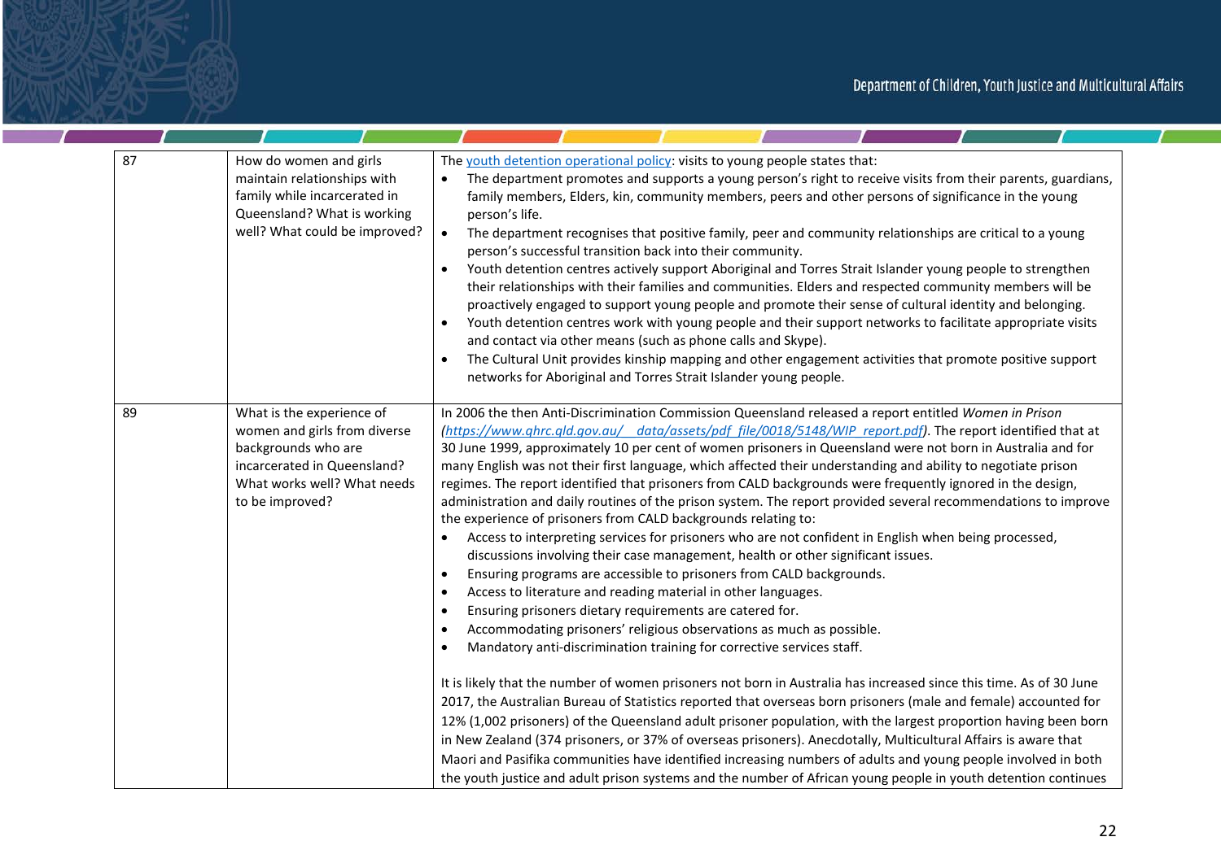| | | |
|---|---|---|
| 87 | How do women and girls maintain relationships with family while incarcerated in Queensland? What is working well? What could be improved? | The youth detention operational policy: visits to young people states that:<br>• The department promotes and supports a young person's right to receive visits from their parents, guardians, family members, Elders, kin, community members, peers and other persons of significance in the young person's life.<br>• The department recognises that positive family, peer and community relationships are critical to a young person's successful transition back into their community.<br>• Youth detention centres actively support Aboriginal and Torres Strait Islander young people to strengthen their relationships with their families and communities. Elders and respected community members will be proactively engaged to support young people and promote their sense of cultural identity and belonging.<br>• Youth detention centres work with young people and their support networks to facilitate appropriate visits and contact via other means (such as phone calls and Skype).<br>• The Cultural Unit provides kinship mapping and other engagement activities that promote positive support networks for Aboriginal and Torres Strait Islander young people. |
| 89 | What is the experience of women and girls from diverse backgrounds who are incarcerated in Queensland? What works well? What needs to be improved? | In 2006 the then Anti-Discrimination Commission Queensland released a report entitled *Women in Prison (https://www.qhrc.qld.gov.au/__data/assets/pdf_file/0018/5148/WIP_report.pdf)*. The report identified that at 30 June 1999, approximately 10 per cent of women prisoners in Queensland were not born in Australia and for many English was not their first language, which affected their understanding and ability to negotiate prison regimes. The report identified that prisoners from CALD backgrounds were frequently ignored in the design, administration and daily routines of the prison system. The report provided several recommendations to improve the experience of prisoners from CALD backgrounds relating to:<br>• Access to interpreting services for prisoners who are not confident in English when being processed, discussions involving their case management, health or other significant issues.<br>• Ensuring programs are accessible to prisoners from CALD backgrounds.<br>• Access to literature and reading material in other languages.<br>• Ensuring prisoners dietary requirements are catered for.<br>• Accommodating prisoners' religious observations as much as possible.<br>• Mandatory anti-discrimination training for corrective services staff.<br><br>It is likely that the number of women prisoners not born in Australia has increased since this time. As of 30 June 2017, the Australian Bureau of Statistics reported that overseas born prisoners (male and female) accounted for 12% (1,002 prisoners) of the Queensland adult prisoner population, with the largest proportion having been born in New Zealand (374 prisoners, or 37% of overseas prisoners). Anecdotally, Multicultural Affairs is aware that Maori and Pasifika communities have identified increasing numbers of adults and young people involved in both the youth justice and adult prison systems and the number of African young people in youth detention continues |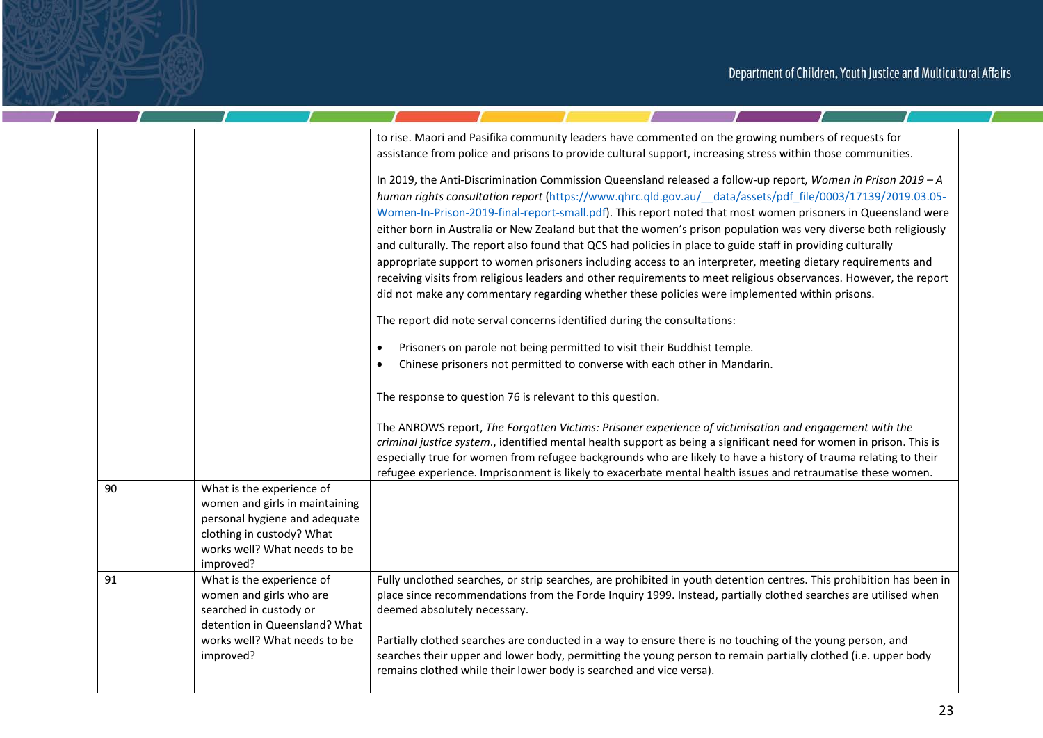| | | |
|---|---|---|
| | | to rise. Maori and Pasifika community leaders have commented on the growing numbers of requests for assistance from police and prisons to provide cultural support, increasing stress within those communities.<br><br>In 2019, the Anti-Discrimination Commission Queensland released a follow-up report, *Women in Prison 2019 – A human rights consultation report* (https://www.qhrc.qld.gov.au/__data/assets/pdf_file/0003/17139/2019.03.05-Women-In-Prison-2019-final-report-small.pdf). This report noted that most women prisoners in Queensland were either born in Australia or New Zealand but that the women's prison population was very diverse both religiously and culturally. The report also found that QCS had policies in place to guide staff in providing culturally appropriate support to women prisoners including access to an interpreter, meeting dietary requirements and receiving visits from religious leaders and other requirements to meet religious observances. However, the report did not make any commentary regarding whether these policies were implemented within prisons.<br><br>The report did note serval concerns identified during the consultations:<br><br>• Prisoners on parole not being permitted to visit their Buddhist temple.<br>• Chinese prisoners not permitted to converse with each other in Mandarin.<br><br>The response to question 76 is relevant to this question.<br><br>The ANROWS report, *The Forgotten Victims: Prisoner experience of victimisation and engagement with the criminal justice system*., identified mental health support as being a significant need for women in prison. This is especially true for women from refugee backgrounds who are likely to have a history of trauma relating to their refugee experience. Imprisonment is likely to exacerbate mental health issues and retraumatise these women. |
| 90 | What is the experience of women and girls in maintaining personal hygiene and adequate clothing in custody? What works well? What needs to be improved? | |
| 91 | What is the experience of women and girls who are searched in custody or detention in Queensland? What works well? What needs to be improved? | Fully unclothed searches, or strip searches, are prohibited in youth detention centres. This prohibition has been in place since recommendations from the Forde Inquiry 1999. Instead, partially clothed searches are utilised when deemed absolutely necessary.<br><br>Partially clothed searches are conducted in a way to ensure there is no touching of the young person, and searches their upper and lower body, permitting the young person to remain partially clothed (i.e. upper body remains clothed while their lower body is searched and vice versa). |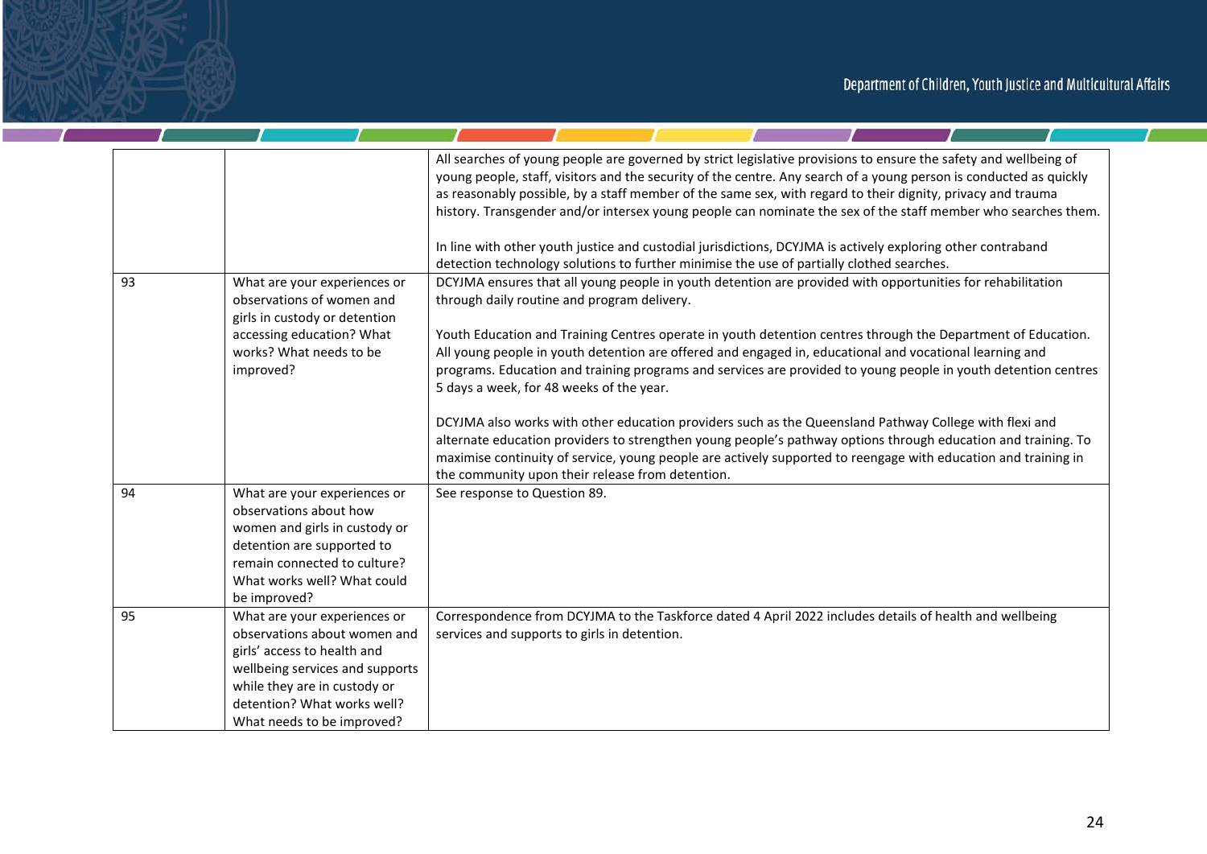| | | |
|---|---|---|
| | | All searches of young people are governed by strict legislative provisions to ensure the safety and wellbeing of young people, staff, visitors and the security of the centre. Any search of a young person is conducted as quickly as reasonably possible, by a staff member of the same sex, with regard to their dignity, privacy and trauma history. Transgender and/or intersex young people can nominate the sex of the staff member who searches them.<br><br>In line with other youth justice and custodial jurisdictions, DCYJMA is actively exploring other contraband detection technology solutions to further minimise the use of partially clothed searches. |
| 93 | What are your experiences or observations of women and girls in custody or detention accessing education? What works? What needs to be improved? | DCYJMA ensures that all young people in youth detention are provided with opportunities for rehabilitation through daily routine and program delivery.<br><br>Youth Education and Training Centres operate in youth detention centres through the Department of Education. All young people in youth detention are offered and engaged in, educational and vocational learning and programs. Education and training programs and services are provided to young people in youth detention centres 5 days a week, for 48 weeks of the year.<br><br>DCYJMA also works with other education providers such as the Queensland Pathway College with flexi and alternate education providers to strengthen young people's pathway options through education and training. To maximise continuity of service, young people are actively supported to reengage with education and training in the community upon their release from detention. |
| 94 | What are your experiences or observations about how women and girls in custody or detention are supported to remain connected to culture? What works well? What could be improved? | See response to Question 89. |
| 95 | What are your experiences or observations about women and girls' access to health and wellbeing services and supports while they are in custody or detention? What works well? What needs to be improved? | Correspondence from DCYJMA to the Taskforce dated 4 April 2022 includes details of health and wellbeing services and supports to girls in detention. |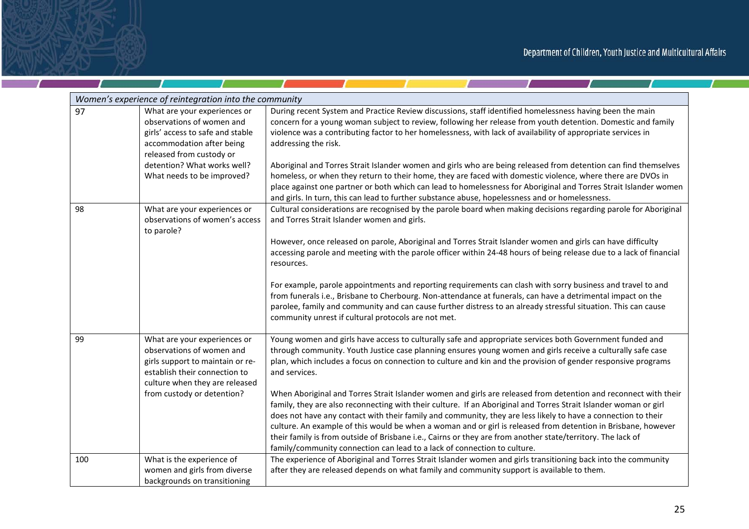| *Women's experience of reintegration into the community* | | |
|---|---|---|
| 97 | What are your experiences or observations of women and girls' access to safe and stable accommodation after being released from custody or detention? What works well? What needs to be improved? | During recent System and Practice Review discussions, staff identified homelessness having been the main concern for a young woman subject to review, following her release from youth detention. Domestic and family violence was a contributing factor to her homelessness, with lack of availability of appropriate services in addressing the risk.<br><br>Aboriginal and Torres Strait Islander women and girls who are being released from detention can find themselves homeless, or when they return to their home, they are faced with domestic violence, where there are DVOs in place against one partner or both which can lead to homelessness for Aboriginal and Torres Strait Islander women and girls. In turn, this can lead to further substance abuse, hopelessness and or homelessness. |
| 98 | What are your experiences or observations of women's access to parole? | Cultural considerations are recognised by the parole board when making decisions regarding parole for Aboriginal and Torres Strait Islander women and girls.<br><br>However, once released on parole, Aboriginal and Torres Strait Islander women and girls can have difficulty accessing parole and meeting with the parole officer within 24-48 hours of being release due to a lack of financial resources.<br><br>For example, parole appointments and reporting requirements can clash with sorry business and travel to and from funerals i.e., Brisbane to Cherbourg. Non-attendance at funerals, can have a detrimental impact on the parolee, family and community and can cause further distress to an already stressful situation. This can cause community unrest if cultural protocols are not met. |
| 99 | What are your experiences or observations of women and girls support to maintain or re-establish their connection to culture when they are released from custody or detention? | Young women and girls have access to culturally safe and appropriate services both Government funded and through community. Youth Justice case planning ensures young women and girls receive a culturally safe case plan, which includes a focus on connection to culture and kin and the provision of gender responsive programs and services.<br><br>When Aboriginal and Torres Strait Islander women and girls are released from detention and reconnect with their family, they are also reconnecting with their culture. If an Aboriginal and Torres Strait Islander woman or girl does not have any contact with their family and community, they are less likely to have a connection to their culture. An example of this would be when a woman and or girl is released from detention in Brisbane, however their family is from outside of Brisbane i.e., Cairns or they are from another state/territory. The lack of family/community connection can lead to a lack of connection to culture. |
| 100 | What is the experience of women and girls from diverse backgrounds on transitioning | The experience of Aboriginal and Torres Strait Islander women and girls transitioning back into the community after they are released depends on what family and community support is available to them. |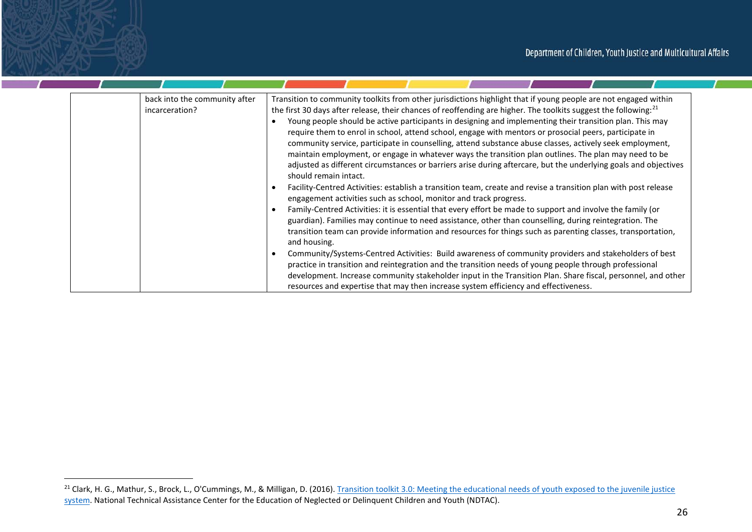| | | |
|---|---|---|
| | back into the community after incarceration? | Transition to community toolkits from other jurisdictions highlight that if young people are not engaged within the first 30 days after release, their chances of reoffending are higher. The toolkits suggest the following:[21]<br>• Young people should be active participants in designing and implementing their transition plan. This may require them to enrol in school, attend school, engage with mentors or prosocial peers, participate in community service, participate in counselling, attend substance abuse classes, actively seek employment, maintain employment, or engage in whatever ways the transition plan outlines. The plan may need to be adjusted as different circumstances or barriers arise during aftercare, but the underlying goals and objectives should remain intact.<br>• Facility-Centred Activities: establish a transition team, create and revise a transition plan with post release engagement activities such as school, monitor and track progress.<br>• Family-Centred Activities: it is essential that every effort be made to support and involve the family (or guardian). Families may continue to need assistance, other than counselling, during reintegration. The transition team can provide information and resources for things such as parenting classes, transportation, and housing.<br>• Community/Systems-Centred Activities: Build awareness of community providers and stakeholders of best practice in transition and reintegration and the transition needs of young people through professional development. Increase community stakeholder input in the Transition Plan. Share fiscal, personnel, and other resources and expertise that may then increase system efficiency and effectiveness. |

[21] Clark, H. G., Mathur, S., Brock, L., O'Cummings, M., & Milligan, D. (2016). Transition toolkit 3.0: Meeting the educational needs of youth exposed to the juvenile justice system. National Technical Assistance Center for the Education of Neglected or Delinquent Children and Youth (NDTAC).